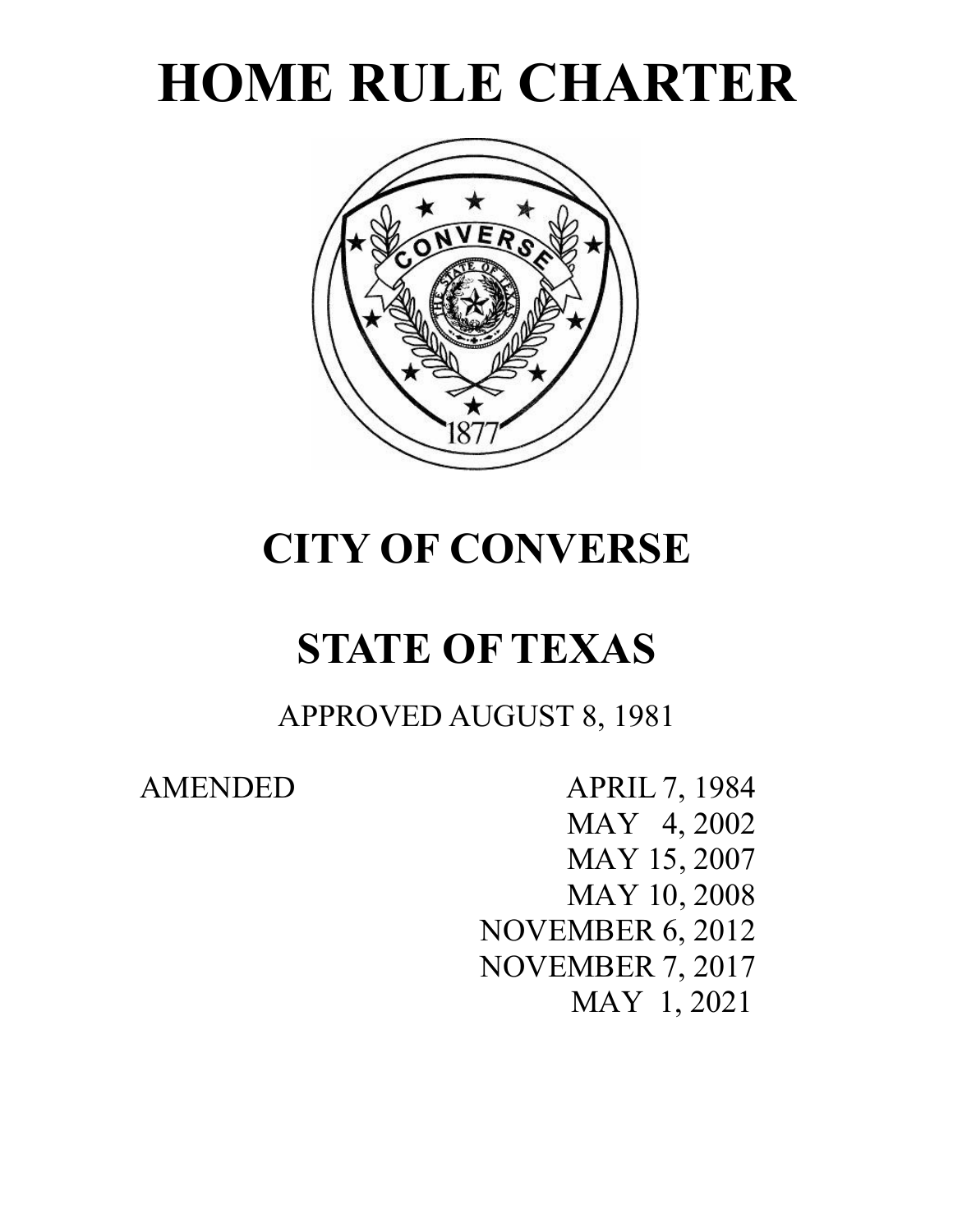# HOME RULE CHARTER

## CITY OF CONVERSE

## STATE OF TEXAS

APPROVED AUGUST 8, 1981

AMENDED
APRIL 7, 1984
MAY 4, 2002
MAY 15, 2007
MAY 10, 2008
NOVEMBER 6, 2012
NOVEMBER 7, 2017
MAY 1, 2021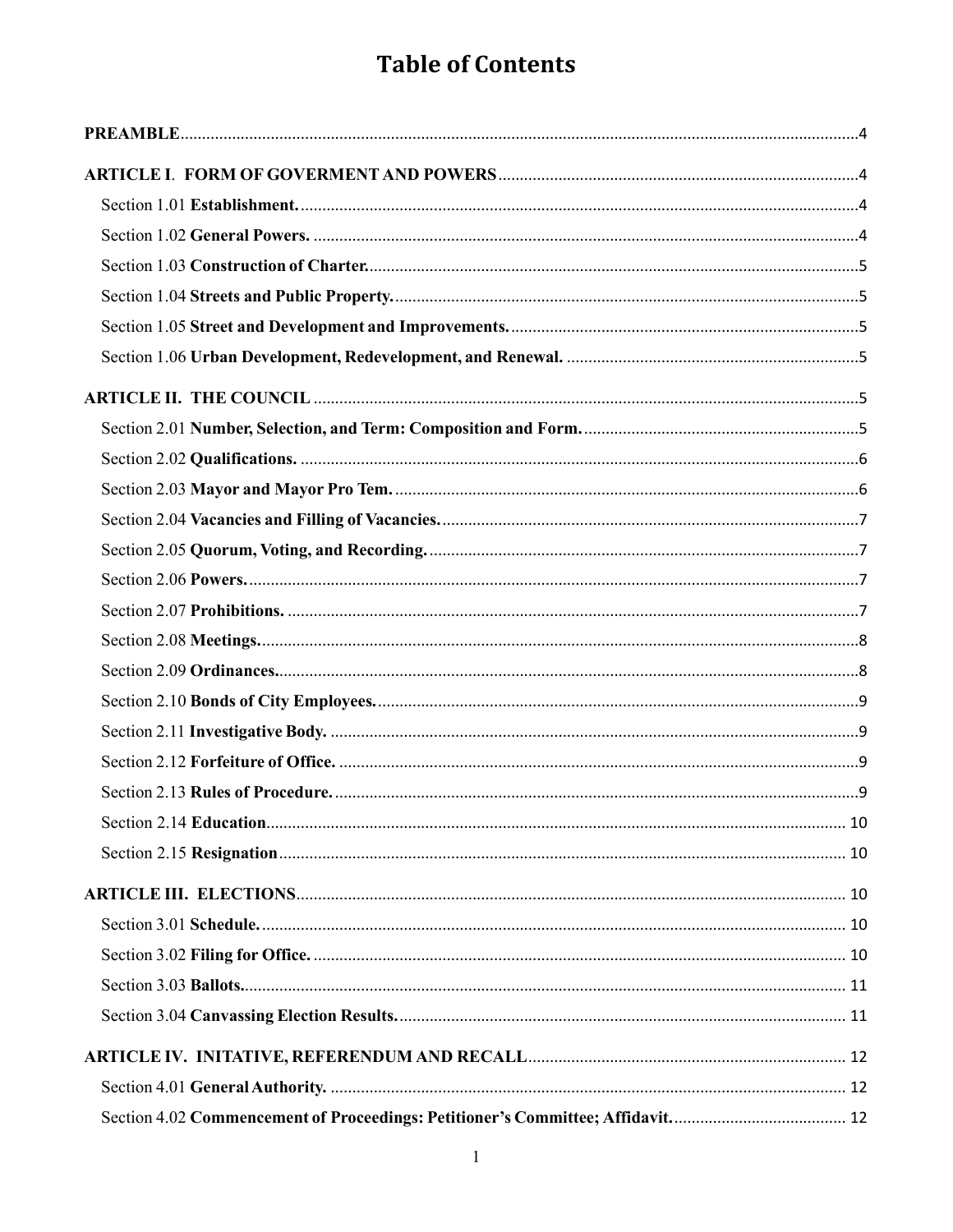# Table of Contents

**PREAMBLE** ..... 4

**ARTICLE I. FORM OF GOVERMENT AND POWERS** ..... 4

- Section 1.01 **Establishment.** ..... 4
- Section 1.02 **General Powers.** ..... 4
- Section 1.03 **Construction of Charter.** ..... 5
- Section 1.04 **Streets and Public Property.** ..... 5
- Section 1.05 **Street and Development and Improvements.** ..... 5
- Section 1.06 **Urban Development, Redevelopment, and Renewal.** ..... 5

**ARTICLE II. THE COUNCIL** ..... 5

- Section 2.01 **Number, Selection, and Term: Composition and Form.** ..... 5
- Section 2.02 **Qualifications.** ..... 6
- Section 2.03 **Mayor and Mayor Pro Tem.** ..... 6
- Section 2.04 **Vacancies and Filling of Vacancies.** ..... 7
- Section 2.05 **Quorum, Voting, and Recording.** ..... 7
- Section 2.06 **Powers.** ..... 7
- Section 2.07 **Prohibitions.** ..... 7
- Section 2.08 **Meetings.** ..... 8
- Section 2.09 **Ordinances.** ..... 8
- Section 2.10 **Bonds of City Employees.** ..... 9
- Section 2.11 **Investigative Body.** ..... 9
- Section 2.12 **Forfeiture of Office.** ..... 9
- Section 2.13 **Rules of Procedure.** ..... 9
- Section 2.14 **Education** ..... 10
- Section 2.15 **Resignation** ..... 10

**ARTICLE III. ELECTIONS** ..... 10

- Section 3.01 **Schedule.** ..... 10
- Section 3.02 **Filing for Office.** ..... 10
- Section 3.03 **Ballots.** ..... 11
- Section 3.04 **Canvassing Election Results.** ..... 11

**ARTICLE IV. INITATIVE, REFERENDUM AND RECALL** ..... 12

- Section 4.01 **General Authority.** ..... 12
- Section 4.02 **Commencement of Proceedings: Petitioner's Committee; Affidavit.** ..... 12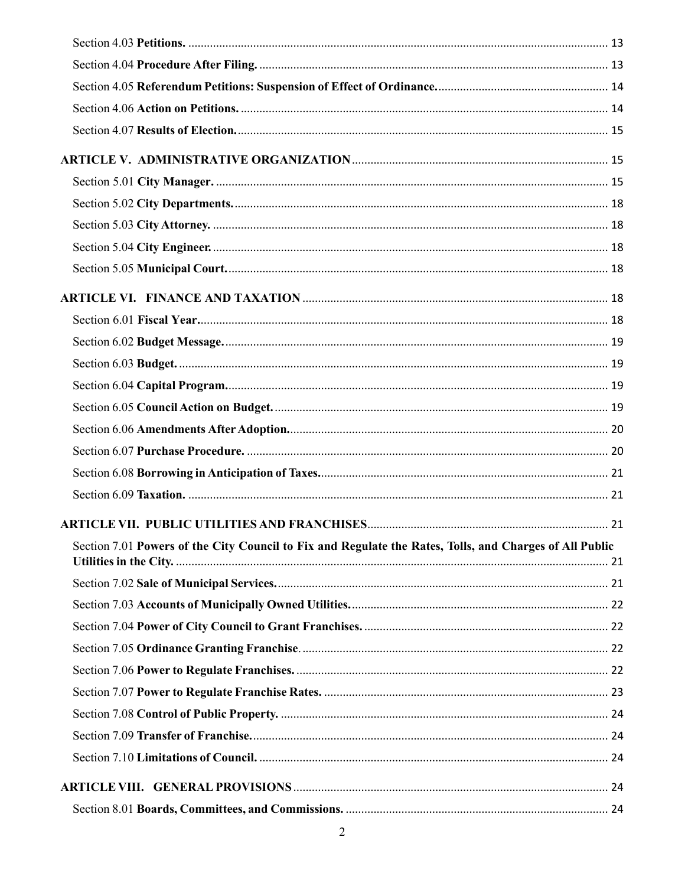Section 4.03 **Petitions.** .......... 13

Section 4.04 **Procedure After Filing.** .......... 13

Section 4.05 **Referendum Petitions: Suspension of Effect of Ordinance.** .......... 14

Section 4.06 **Action on Petitions.** .......... 14

Section 4.07 **Results of Election.** .......... 15

**ARTICLE V. ADMINISTRATIVE ORGANIZATION** .......... 15

Section 5.01 **City Manager.** .......... 15

Section 5.02 **City Departments.** .......... 18

Section 5.03 **City Attorney.** .......... 18

Section 5.04 **City Engineer.** .......... 18

Section 5.05 **Municipal Court.** .......... 18

**ARTICLE VI. FINANCE AND TAXATION** .......... 18

Section 6.01 **Fiscal Year.** .......... 18

Section 6.02 **Budget Message.** .......... 19

Section 6.03 **Budget.** .......... 19

Section 6.04 **Capital Program.** .......... 19

Section 6.05 **Council Action on Budget.** .......... 19

Section 6.06 **Amendments After Adoption.** .......... 20

Section 6.07 **Purchase Procedure.** .......... 20

Section 6.08 **Borrowing in Anticipation of Taxes.** .......... 21

Section 6.09 **Taxation.** .......... 21

**ARTICLE VII. PUBLIC UTILITIES AND FRANCHISES** .......... 21

Section 7.01 **Powers of the City Council to Fix and Regulate the Rates, Tolls, and Charges of All Public Utilities in the City.** .......... 21

Section 7.02 **Sale of Municipal Services.** .......... 21

Section 7.03 **Accounts of Municipally Owned Utilities.** .......... 22

Section 7.04 **Power of City Council to Grant Franchises.** .......... 22

Section 7.05 **Ordinance Granting Franchise**. .......... 22

Section 7.06 **Power to Regulate Franchises.** .......... 22

Section 7.07 **Power to Regulate Franchise Rates.** .......... 23

Section 7.08 **Control of Public Property.** .......... 24

Section 7.09 **Transfer of Franchise.** .......... 24

Section 7.10 **Limitations of Council.** .......... 24

**ARTICLE VIII. GENERAL PROVISIONS** .......... 24

Section 8.01 **Boards, Committees, and Commissions.** .......... 24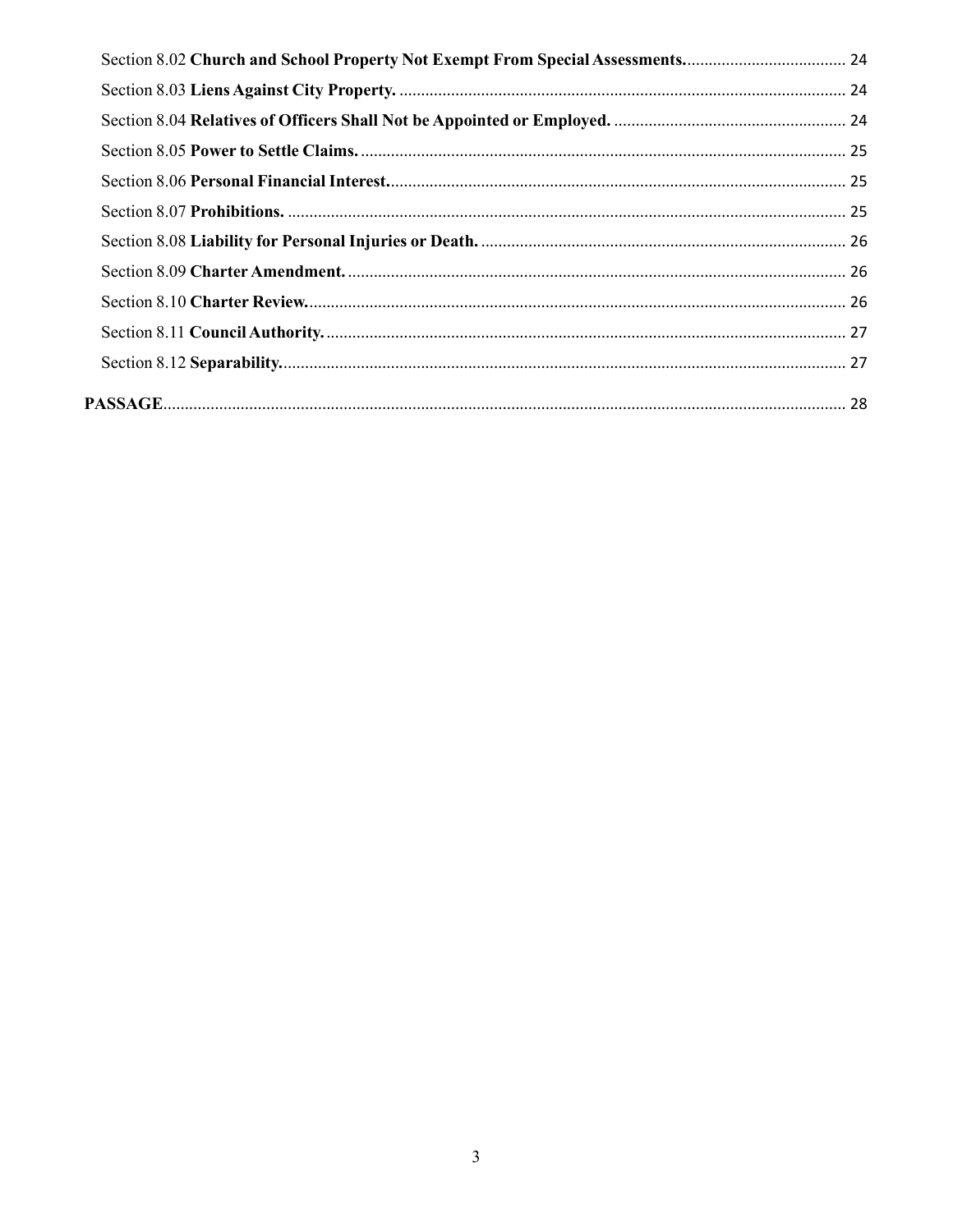Section 8.02 **Church and School Property Not Exempt From Special Assessments.** ..................................... 24

Section 8.03 **Liens Against City Property.** ..................................................................................................... 24

Section 8.04 **Relatives of Officers Shall Not be Appointed or Employed.** ..................................................... 24

Section 8.05 **Power to Settle Claims.** ................................................................................................................ 25

Section 8.06 **Personal Financial Interest.** .......................................................................................................... 25

Section 8.07 **Prohibitions.** .................................................................................................................................. 25

Section 8.08 **Liability for Personal Injuries or Death.** .................................................................................... 26

Section 8.09 **Charter Amendment.** .................................................................................................................... 26

Section 8.10 **Charter Review.** ............................................................................................................................ 26

Section 8.11 **Council Authority.** ........................................................................................................................ 27

Section 8.12 **Separability.** ................................................................................................................................... 27

**PASSAGE** ............................................................................................................................................................. 28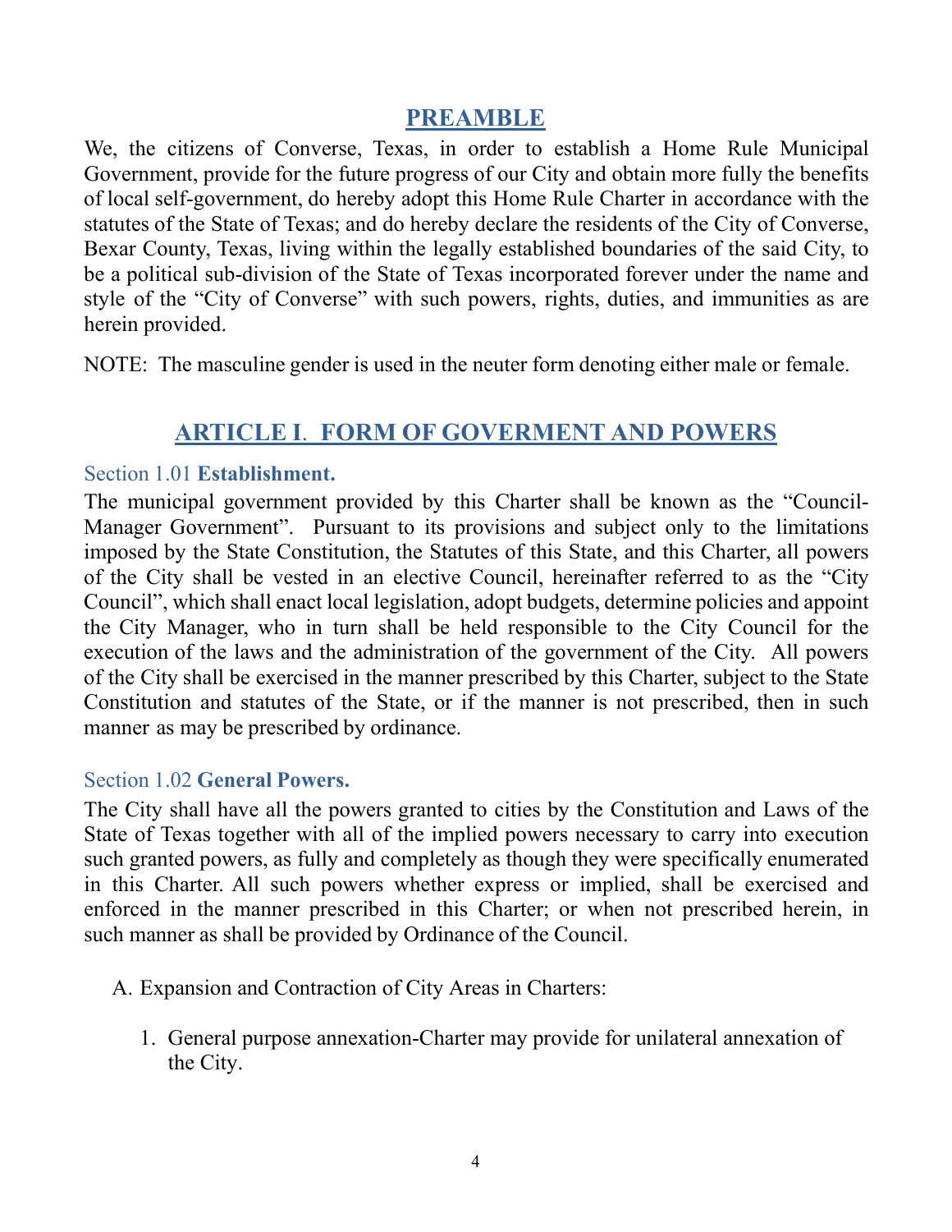## PREAMBLE

We, the citizens of Converse, Texas, in order to establish a Home Rule Municipal Government, provide for the future progress of our City and obtain more fully the benefits of local self-government, do hereby adopt this Home Rule Charter in accordance with the statutes of the State of Texas; and do hereby declare the residents of the City of Converse, Bexar County, Texas, living within the legally established boundaries of the said City, to be a political sub-division of the State of Texas incorporated forever under the name and style of the "City of Converse" with such powers, rights, duties, and immunities as are herein provided.

NOTE: The masculine gender is used in the neuter form denoting either male or female.

## ARTICLE I. FORM OF GOVERMENT AND POWERS

### Section 1.01 **Establishment.**

The municipal government provided by this Charter shall be known as the "Council-Manager Government". Pursuant to its provisions and subject only to the limitations imposed by the State Constitution, the Statutes of this State, and this Charter, all powers of the City shall be vested in an elective Council, hereinafter referred to as the "City Council", which shall enact local legislation, adopt budgets, determine policies and appoint the City Manager, who in turn shall be held responsible to the City Council for the execution of the laws and the administration of the government of the City. All powers of the City shall be exercised in the manner prescribed by this Charter, subject to the State Constitution and statutes of the State, or if the manner is not prescribed, then in such manner as may be prescribed by ordinance.

### Section 1.02 **General Powers.**

The City shall have all the powers granted to cities by the Constitution and Laws of the State of Texas together with all of the implied powers necessary to carry into execution such granted powers, as fully and completely as though they were specifically enumerated in this Charter. All such powers whether express or implied, shall be exercised and enforced in the manner prescribed in this Charter; or when not prescribed herein, in such manner as shall be provided by Ordinance of the Council.

A. Expansion and Contraction of City Areas in Charters:

1. General purpose annexation-Charter may provide for unilateral annexation of the City.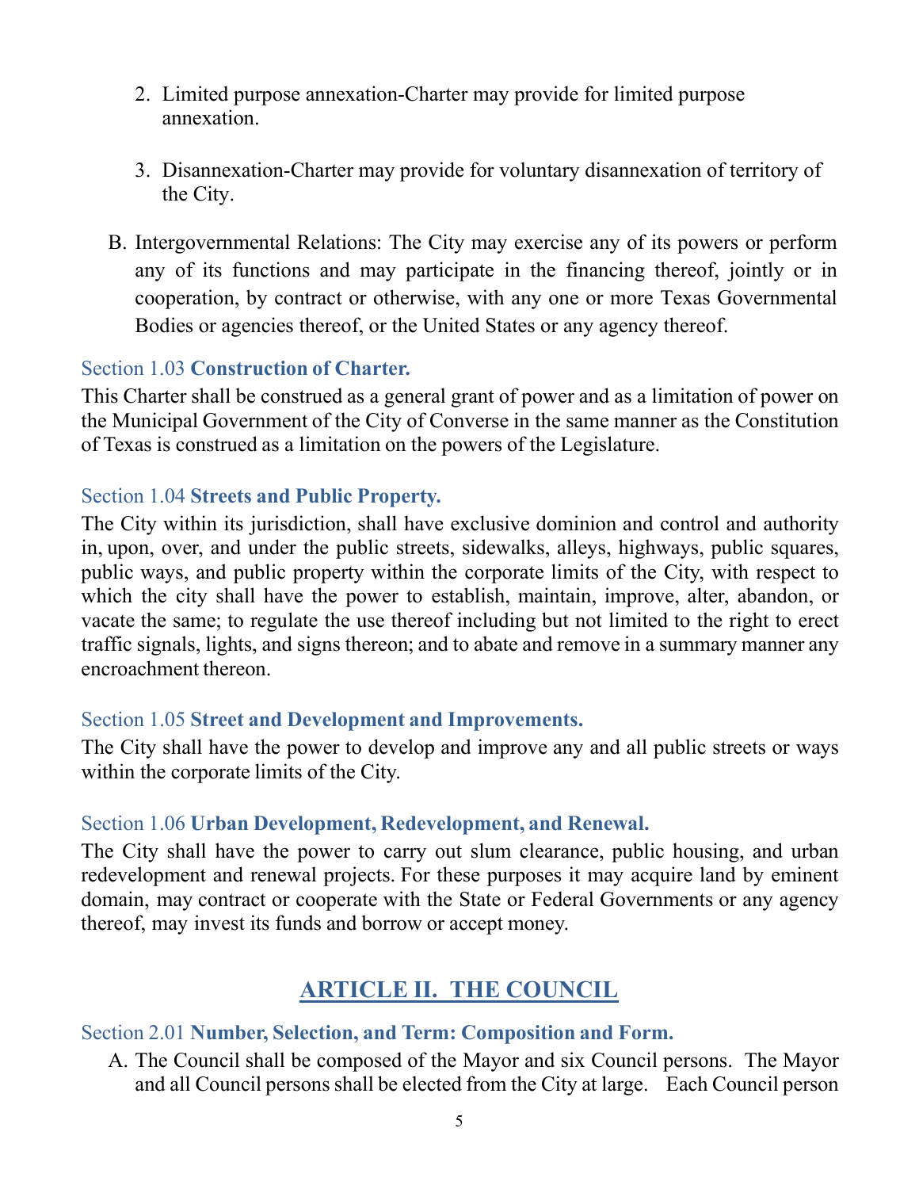2. Limited purpose annexation-Charter may provide for limited purpose annexation.

3. Disannexation-Charter may provide for voluntary disannexation of territory of the City.

B. Intergovernmental Relations: The City may exercise any of its powers or perform any of its functions and may participate in the financing thereof, jointly or in cooperation, by contract or otherwise, with any one or more Texas Governmental Bodies or agencies thereof, or the United States or any agency thereof.

### Section 1.03 **Construction of Charter.**

This Charter shall be construed as a general grant of power and as a limitation of power on the Municipal Government of the City of Converse in the same manner as the Constitution of Texas is construed as a limitation on the powers of the Legislature.

### Section 1.04 **Streets and Public Property.**

The City within its jurisdiction, shall have exclusive dominion and control and authority in, upon, over, and under the public streets, sidewalks, alleys, highways, public squares, public ways, and public property within the corporate limits of the City, with respect to which the city shall have the power to establish, maintain, improve, alter, abandon, or vacate the same; to regulate the use thereof including but not limited to the right to erect traffic signals, lights, and signs thereon; and to abate and remove in a summary manner any encroachment thereon.

### Section 1.05 **Street and Development and Improvements.**

The City shall have the power to develop and improve any and all public streets or ways within the corporate limits of the City.

### Section 1.06 **Urban Development, Redevelopment, and Renewal.**

The City shall have the power to carry out slum clearance, public housing, and urban redevelopment and renewal projects. For these purposes it may acquire land by eminent domain, may contract or cooperate with the State or Federal Governments or any agency thereof, may invest its funds and borrow or accept money.

## ARTICLE II. THE COUNCIL

### Section 2.01 **Number, Selection, and Term: Composition and Form.**

A. The Council shall be composed of the Mayor and six Council persons. The Mayor and all Council persons shall be elected from the City at large. Each Council person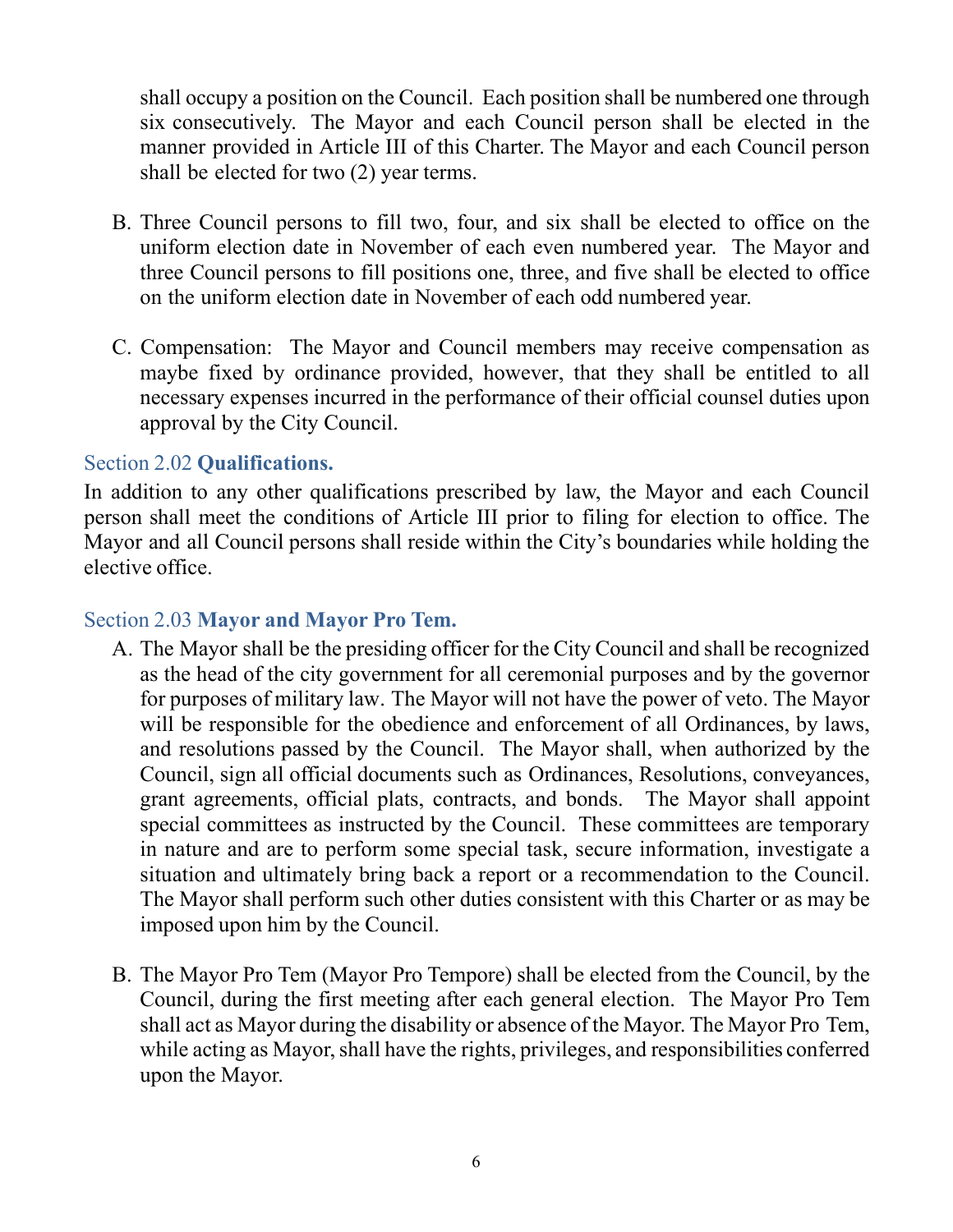shall occupy a position on the Council. Each position shall be numbered one through six consecutively. The Mayor and each Council person shall be elected in the manner provided in Article III of this Charter. The Mayor and each Council person shall be elected for two (2) year terms.

B. Three Council persons to fill two, four, and six shall be elected to office on the uniform election date in November of each even numbered year. The Mayor and three Council persons to fill positions one, three, and five shall be elected to office on the uniform election date in November of each odd numbered year.

C. Compensation: The Mayor and Council members may receive compensation as maybe fixed by ordinance provided, however, that they shall be entitled to all necessary expenses incurred in the performance of their official counsel duties upon approval by the City Council.

## Section 2.02 **Qualifications.**

In addition to any other qualifications prescribed by law, the Mayor and each Council person shall meet the conditions of Article III prior to filing for election to office. The Mayor and all Council persons shall reside within the City's boundaries while holding the elective office.

## Section 2.03 **Mayor and Mayor Pro Tem.**

A. The Mayor shall be the presiding officer for the City Council and shall be recognized as the head of the city government for all ceremonial purposes and by the governor for purposes of military law. The Mayor will not have the power of veto. The Mayor will be responsible for the obedience and enforcement of all Ordinances, by laws, and resolutions passed by the Council. The Mayor shall, when authorized by the Council, sign all official documents such as Ordinances, Resolutions, conveyances, grant agreements, official plats, contracts, and bonds. The Mayor shall appoint special committees as instructed by the Council. These committees are temporary in nature and are to perform some special task, secure information, investigate a situation and ultimately bring back a report or a recommendation to the Council. The Mayor shall perform such other duties consistent with this Charter or as may be imposed upon him by the Council.

B. The Mayor Pro Tem (Mayor Pro Tempore) shall be elected from the Council, by the Council, during the first meeting after each general election. The Mayor Pro Tem shall act as Mayor during the disability or absence of the Mayor. The Mayor Pro Tem, while acting as Mayor, shall have the rights, privileges, and responsibilities conferred upon the Mayor.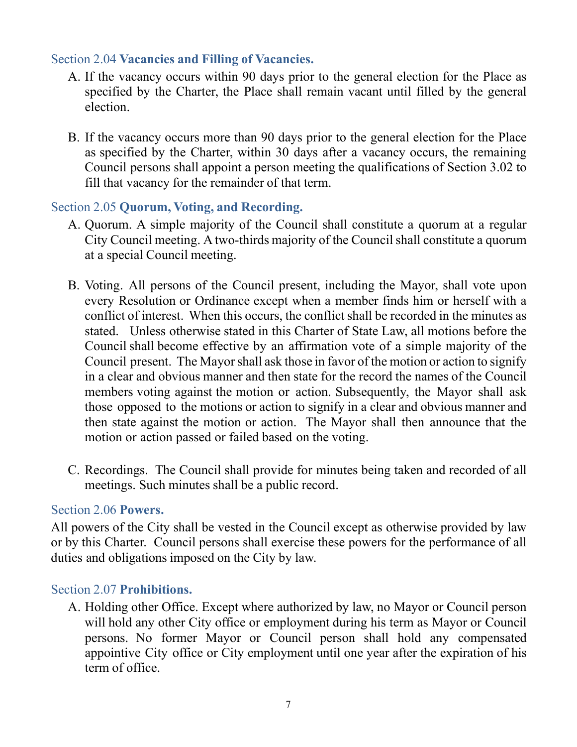### Section 2.04 **Vacancies and Filling of Vacancies.**

A. If the vacancy occurs within 90 days prior to the general election for the Place as specified by the Charter, the Place shall remain vacant until filled by the general election.

B. If the vacancy occurs more than 90 days prior to the general election for the Place as specified by the Charter, within 30 days after a vacancy occurs, the remaining Council persons shall appoint a person meeting the qualifications of Section 3.02 to fill that vacancy for the remainder of that term.

### Section 2.05 **Quorum, Voting, and Recording.**

A. Quorum. A simple majority of the Council shall constitute a quorum at a regular City Council meeting. A two-thirds majority of the Council shall constitute a quorum at a special Council meeting.

B. Voting. All persons of the Council present, including the Mayor, shall vote upon every Resolution or Ordinance except when a member finds him or herself with a conflict of interest. When this occurs, the conflict shall be recorded in the minutes as stated. Unless otherwise stated in this Charter of State Law, all motions before the Council shall become effective by an affirmation vote of a simple majority of the Council present. The Mayor shall ask those in favor of the motion or action to signify in a clear and obvious manner and then state for the record the names of the Council members voting against the motion or action. Subsequently, the Mayor shall ask those opposed to the motions or action to signify in a clear and obvious manner and then state against the motion or action. The Mayor shall then announce that the motion or action passed or failed based on the voting.

C. Recordings. The Council shall provide for minutes being taken and recorded of all meetings. Such minutes shall be a public record.

### Section 2.06 **Powers.**

All powers of the City shall be vested in the Council except as otherwise provided by law or by this Charter. Council persons shall exercise these powers for the performance of all duties and obligations imposed on the City by law.

### Section 2.07 **Prohibitions.**

A. Holding other Office. Except where authorized by law, no Mayor or Council person will hold any other City office or employment during his term as Mayor or Council persons. No former Mayor or Council person shall hold any compensated appointive City office or City employment until one year after the expiration of his term of office.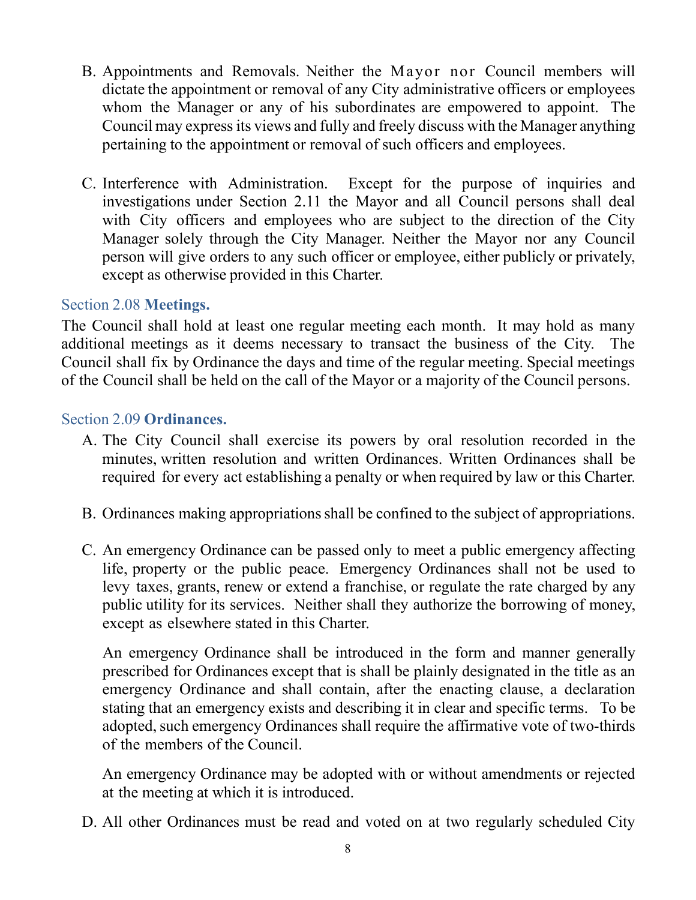B. Appointments and Removals. Neither the Mayor nor Council members will dictate the appointment or removal of any City administrative officers or employees whom the Manager or any of his subordinates are empowered to appoint. The Council may express its views and fully and freely discuss with the Manager anything pertaining to the appointment or removal of such officers and employees.

C. Interference with Administration. Except for the purpose of inquiries and investigations under Section 2.11 the Mayor and all Council persons shall deal with City officers and employees who are subject to the direction of the City Manager solely through the City Manager. Neither the Mayor nor any Council person will give orders to any such officer or employee, either publicly or privately, except as otherwise provided in this Charter.

### Section 2.08 **Meetings.**

The Council shall hold at least one regular meeting each month. It may hold as many additional meetings as it deems necessary to transact the business of the City. The Council shall fix by Ordinance the days and time of the regular meeting. Special meetings of the Council shall be held on the call of the Mayor or a majority of the Council persons.

### Section 2.09 **Ordinances.**

A. The City Council shall exercise its powers by oral resolution recorded in the minutes, written resolution and written Ordinances. Written Ordinances shall be required for every act establishing a penalty or when required by law or this Charter.

B. Ordinances making appropriations shall be confined to the subject of appropriations.

C. An emergency Ordinance can be passed only to meet a public emergency affecting life, property or the public peace. Emergency Ordinances shall not be used to levy taxes, grants, renew or extend a franchise, or regulate the rate charged by any public utility for its services. Neither shall they authorize the borrowing of money, except as elsewhere stated in this Charter.

   An emergency Ordinance shall be introduced in the form and manner generally prescribed for Ordinances except that is shall be plainly designated in the title as an emergency Ordinance and shall contain, after the enacting clause, a declaration stating that an emergency exists and describing it in clear and specific terms. To be adopted, such emergency Ordinances shall require the affirmative vote of two-thirds of the members of the Council.

   An emergency Ordinance may be adopted with or without amendments or rejected at the meeting at which it is introduced.

D. All other Ordinances must be read and voted on at two regularly scheduled City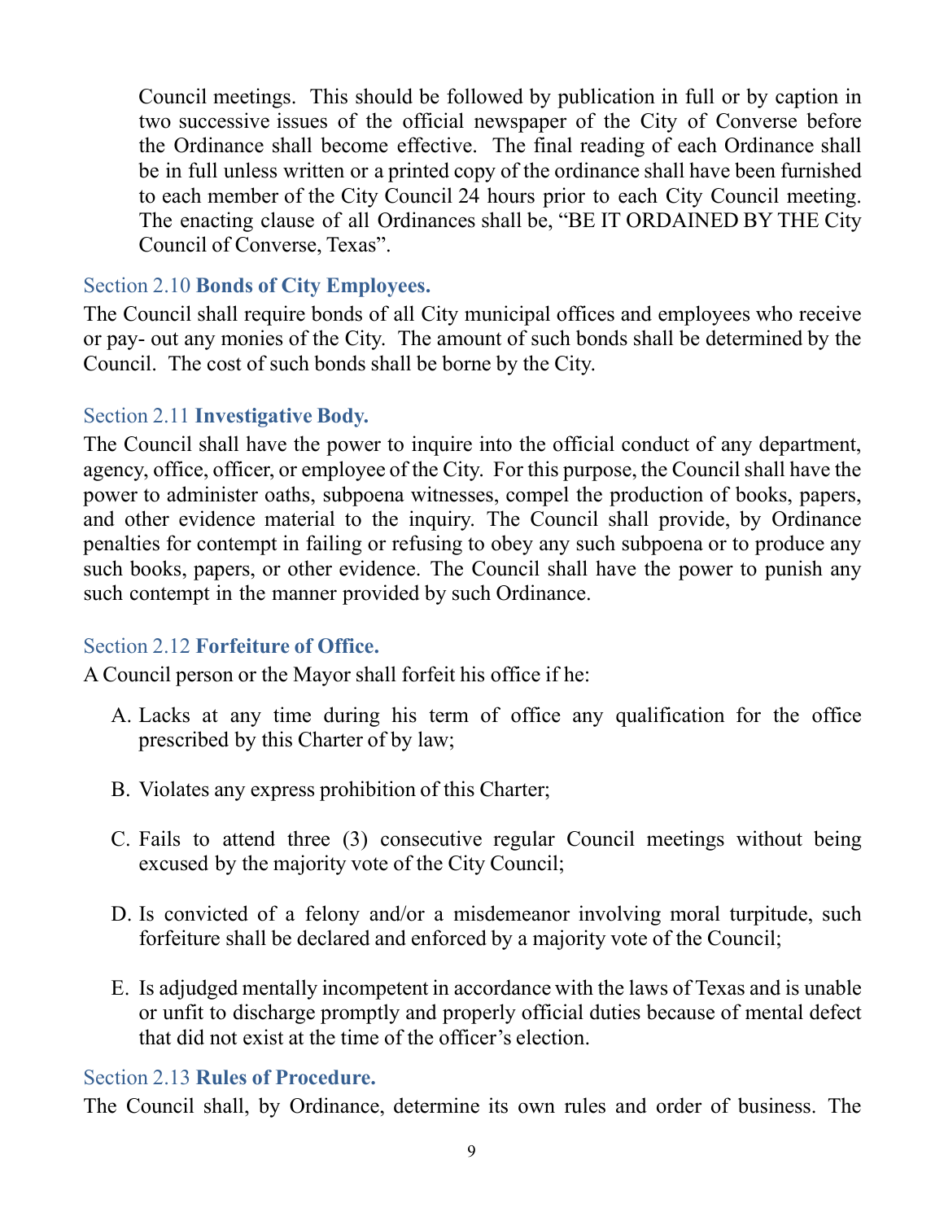Council meetings. This should be followed by publication in full or by caption in two successive issues of the official newspaper of the City of Converse before the Ordinance shall become effective. The final reading of each Ordinance shall be in full unless written or a printed copy of the ordinance shall have been furnished to each member of the City Council 24 hours prior to each City Council meeting. The enacting clause of all Ordinances shall be, "BE IT ORDAINED BY THE City Council of Converse, Texas".

### Section 2.10 **Bonds of City Employees.**

The Council shall require bonds of all City municipal offices and employees who receive or pay- out any monies of the City. The amount of such bonds shall be determined by the Council. The cost of such bonds shall be borne by the City.

### Section 2.11 **Investigative Body.**

The Council shall have the power to inquire into the official conduct of any department, agency, office, officer, or employee of the City. For this purpose, the Council shall have the power to administer oaths, subpoena witnesses, compel the production of books, papers, and other evidence material to the inquiry. The Council shall provide, by Ordinance penalties for contempt in failing or refusing to obey any such subpoena or to produce any such books, papers, or other evidence. The Council shall have the power to punish any such contempt in the manner provided by such Ordinance.

### Section 2.12 **Forfeiture of Office.**

A Council person or the Mayor shall forfeit his office if he:

A. Lacks at any time during his term of office any qualification for the office prescribed by this Charter of by law;

B. Violates any express prohibition of this Charter;

C. Fails to attend three (3) consecutive regular Council meetings without being excused by the majority vote of the City Council;

D. Is convicted of a felony and/or a misdemeanor involving moral turpitude, such forfeiture shall be declared and enforced by a majority vote of the Council;

E. Is adjudged mentally incompetent in accordance with the laws of Texas and is unable or unfit to discharge promptly and properly official duties because of mental defect that did not exist at the time of the officer's election.

### Section 2.13 **Rules of Procedure.**

The Council shall, by Ordinance, determine its own rules and order of business. The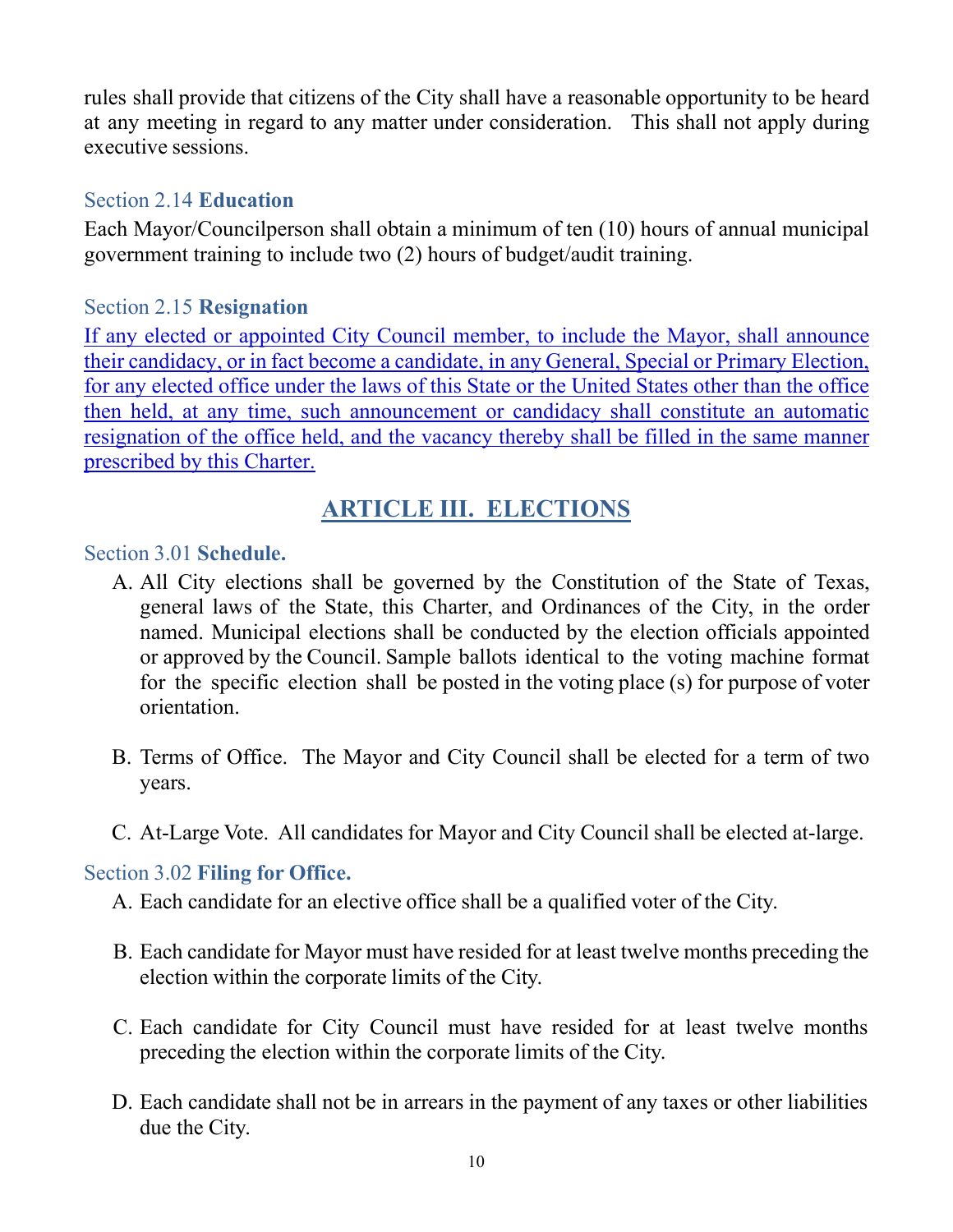rules shall provide that citizens of the City shall have a reasonable opportunity to be heard at any meeting in regard to any matter under consideration. This shall not apply during executive sessions.

### Section 2.14 **Education**

Each Mayor/Councilperson shall obtain a minimum of ten (10) hours of annual municipal government training to include two (2) hours of budget/audit training.

### Section 2.15 **Resignation**

If any elected or appointed City Council member, to include the Mayor, shall announce their candidacy, or in fact become a candidate, in any General, Special or Primary Election, for any elected office under the laws of this State or the United States other than the office then held, at any time, such announcement or candidacy shall constitute an automatic resignation of the office held, and the vacancy thereby shall be filled in the same manner prescribed by this Charter.

## ARTICLE III. ELECTIONS

### Section 3.01 **Schedule.**

A. All City elections shall be governed by the Constitution of the State of Texas, general laws of the State, this Charter, and Ordinances of the City, in the order named. Municipal elections shall be conducted by the election officials appointed or approved by the Council. Sample ballots identical to the voting machine format for the specific election shall be posted in the voting place (s) for purpose of voter orientation.

B. Terms of Office. The Mayor and City Council shall be elected for a term of two years.

C. At-Large Vote. All candidates for Mayor and City Council shall be elected at-large.

### Section 3.02 **Filing for Office.**

A. Each candidate for an elective office shall be a qualified voter of the City.

B. Each candidate for Mayor must have resided for at least twelve months preceding the election within the corporate limits of the City.

C. Each candidate for City Council must have resided for at least twelve months preceding the election within the corporate limits of the City.

D. Each candidate shall not be in arrears in the payment of any taxes or other liabilities due the City.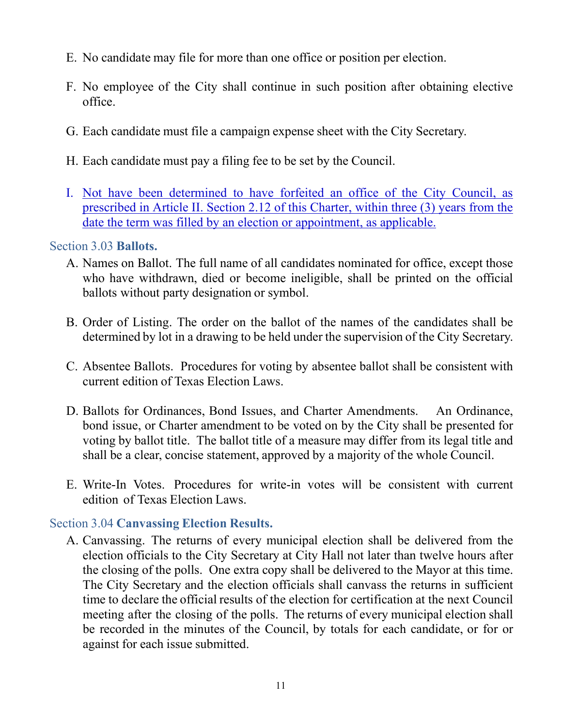E. No candidate may file for more than one office or position per election.

F. No employee of the City shall continue in such position after obtaining elective office.

G. Each candidate must file a campaign expense sheet with the City Secretary.

H. Each candidate must pay a filing fee to be set by the Council.

I. <u>Not have been determined to have forfeited an office of the City Council, as prescribed in Article II. Section 2.12 of this Charter, within three (3) years from the date the term was filled by an election or appointment, as applicable.</u>

### Section 3.03 **Ballots.**

A. Names on Ballot. The full name of all candidates nominated for office, except those who have withdrawn, died or become ineligible, shall be printed on the official ballots without party designation or symbol.

B. Order of Listing. The order on the ballot of the names of the candidates shall be determined by lot in a drawing to be held under the supervision of the City Secretary.

C. Absentee Ballots. Procedures for voting by absentee ballot shall be consistent with current edition of Texas Election Laws.

D. Ballots for Ordinances, Bond Issues, and Charter Amendments. An Ordinance, bond issue, or Charter amendment to be voted on by the City shall be presented for voting by ballot title. The ballot title of a measure may differ from its legal title and shall be a clear, concise statement, approved by a majority of the whole Council.

E. Write-In Votes. Procedures for write-in votes will be consistent with current edition of Texas Election Laws.

### Section 3.04 **Canvassing Election Results.**

A. Canvassing. The returns of every municipal election shall be delivered from the election officials to the City Secretary at City Hall not later than twelve hours after the closing of the polls. One extra copy shall be delivered to the Mayor at this time. The City Secretary and the election officials shall canvass the returns in sufficient time to declare the official results of the election for certification at the next Council meeting after the closing of the polls. The returns of every municipal election shall be recorded in the minutes of the Council, by totals for each candidate, or for or against for each issue submitted.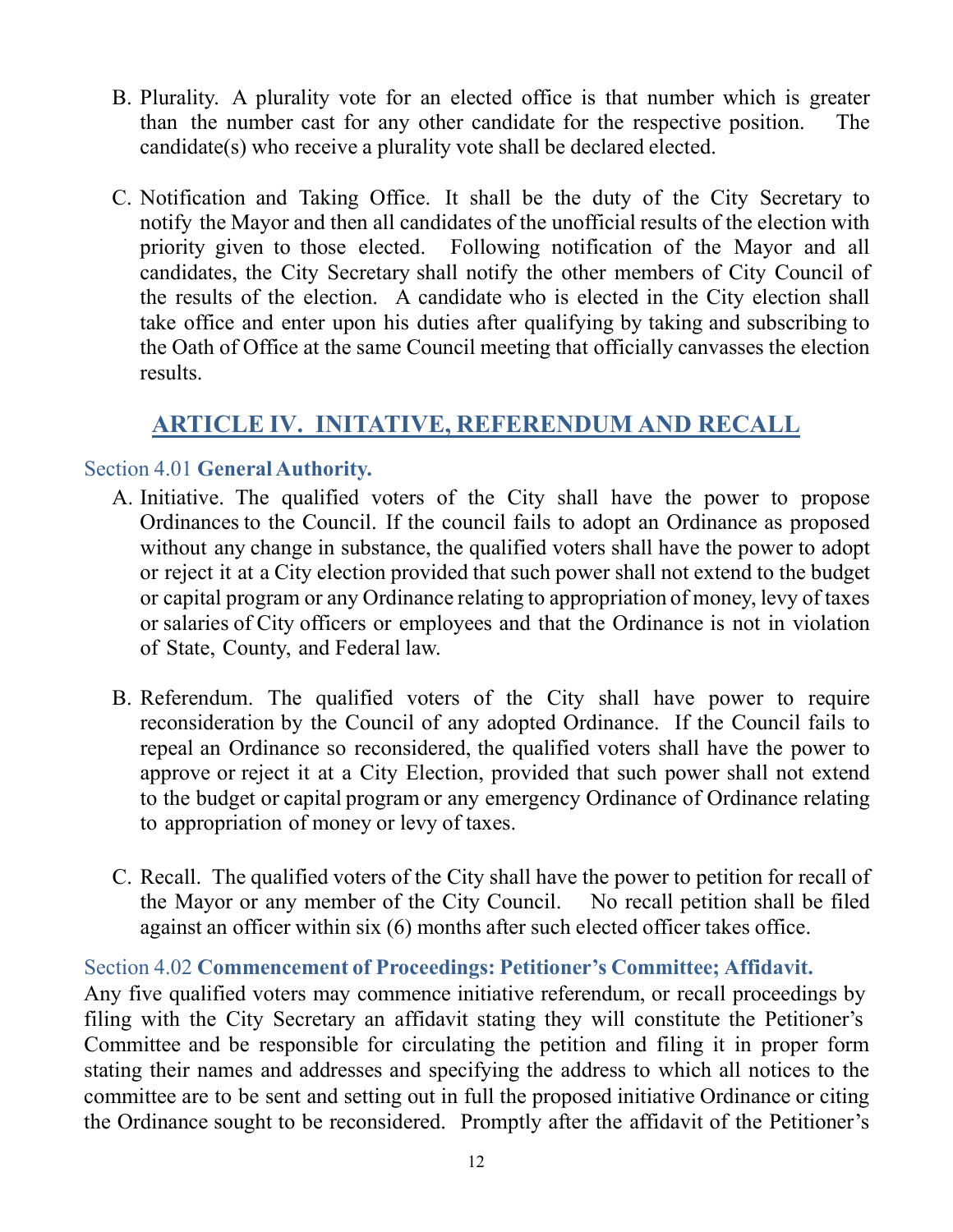B. Plurality. A plurality vote for an elected office is that number which is greater than the number cast for any other candidate for the respective position. The candidate(s) who receive a plurality vote shall be declared elected.

C. Notification and Taking Office. It shall be the duty of the City Secretary to notify the Mayor and then all candidates of the unofficial results of the election with priority given to those elected. Following notification of the Mayor and all candidates, the City Secretary shall notify the other members of City Council of the results of the election. A candidate who is elected in the City election shall take office and enter upon his duties after qualifying by taking and subscribing to the Oath of Office at the same Council meeting that officially canvasses the election results.

## ARTICLE IV. INITATIVE, REFERENDUM AND RECALL

### Section 4.01 **General Authority.**

A. Initiative. The qualified voters of the City shall have the power to propose Ordinances to the Council. If the council fails to adopt an Ordinance as proposed without any change in substance, the qualified voters shall have the power to adopt or reject it at a City election provided that such power shall not extend to the budget or capital program or any Ordinance relating to appropriation of money, levy of taxes or salaries of City officers or employees and that the Ordinance is not in violation of State, County, and Federal law.

B. Referendum. The qualified voters of the City shall have power to require reconsideration by the Council of any adopted Ordinance. If the Council fails to repeal an Ordinance so reconsidered, the qualified voters shall have the power to approve or reject it at a City Election, provided that such power shall not extend to the budget or capital program or any emergency Ordinance of Ordinance relating to appropriation of money or levy of taxes.

C. Recall. The qualified voters of the City shall have the power to petition for recall of the Mayor or any member of the City Council. No recall petition shall be filed against an officer within six (6) months after such elected officer takes office.

### Section 4.02 **Commencement of Proceedings: Petitioner's Committee; Affidavit.**

Any five qualified voters may commence initiative referendum, or recall proceedings by filing with the City Secretary an affidavit stating they will constitute the Petitioner's Committee and be responsible for circulating the petition and filing it in proper form stating their names and addresses and specifying the address to which all notices to the committee are to be sent and setting out in full the proposed initiative Ordinance or citing the Ordinance sought to be reconsidered. Promptly after the affidavit of the Petitioner's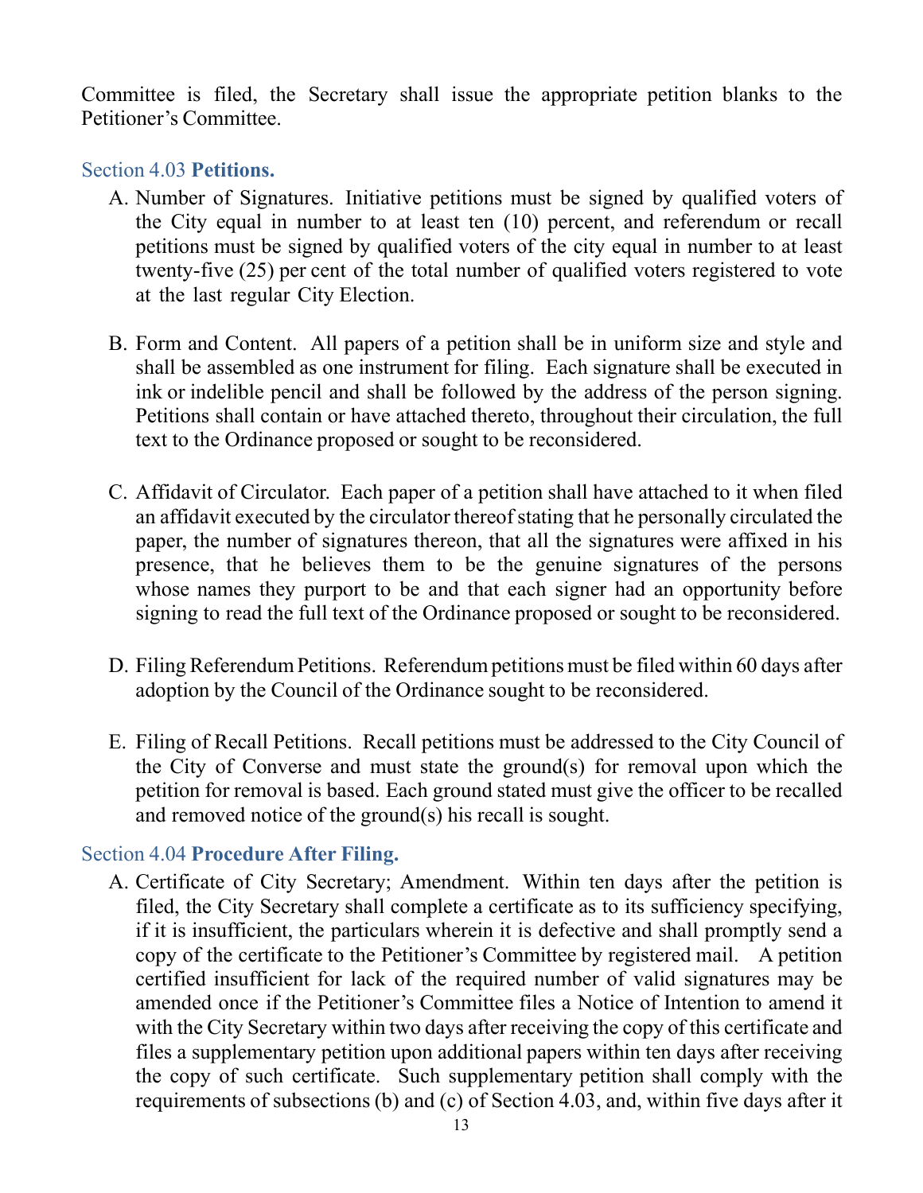Committee is filed, the Secretary shall issue the appropriate petition blanks to the Petitioner's Committee.

## Section 4.03 **Petitions.**

A. Number of Signatures. Initiative petitions must be signed by qualified voters of the City equal in number to at least ten (10) percent, and referendum or recall petitions must be signed by qualified voters of the city equal in number to at least twenty-five (25) per cent of the total number of qualified voters registered to vote at the last regular City Election.

B. Form and Content. All papers of a petition shall be in uniform size and style and shall be assembled as one instrument for filing. Each signature shall be executed in ink or indelible pencil and shall be followed by the address of the person signing. Petitions shall contain or have attached thereto, throughout their circulation, the full text to the Ordinance proposed or sought to be reconsidered.

C. Affidavit of Circulator. Each paper of a petition shall have attached to it when filed an affidavit executed by the circulator thereof stating that he personally circulated the paper, the number of signatures thereon, that all the signatures were affixed in his presence, that he believes them to be the genuine signatures of the persons whose names they purport to be and that each signer had an opportunity before signing to read the full text of the Ordinance proposed or sought to be reconsidered.

D. Filing Referendum Petitions. Referendum petitions must be filed within 60 days after adoption by the Council of the Ordinance sought to be reconsidered.

E. Filing of Recall Petitions. Recall petitions must be addressed to the City Council of the City of Converse and must state the ground(s) for removal upon which the petition for removal is based. Each ground stated must give the officer to be recalled and removed notice of the ground(s) his recall is sought.

## Section 4.04 **Procedure After Filing.**

A. Certificate of City Secretary; Amendment. Within ten days after the petition is filed, the City Secretary shall complete a certificate as to its sufficiency specifying, if it is insufficient, the particulars wherein it is defective and shall promptly send a copy of the certificate to the Petitioner's Committee by registered mail. A petition certified insufficient for lack of the required number of valid signatures may be amended once if the Petitioner's Committee files a Notice of Intention to amend it with the City Secretary within two days after receiving the copy of this certificate and files a supplementary petition upon additional papers within ten days after receiving the copy of such certificate. Such supplementary petition shall comply with the requirements of subsections (b) and (c) of Section 4.03, and, within five days after it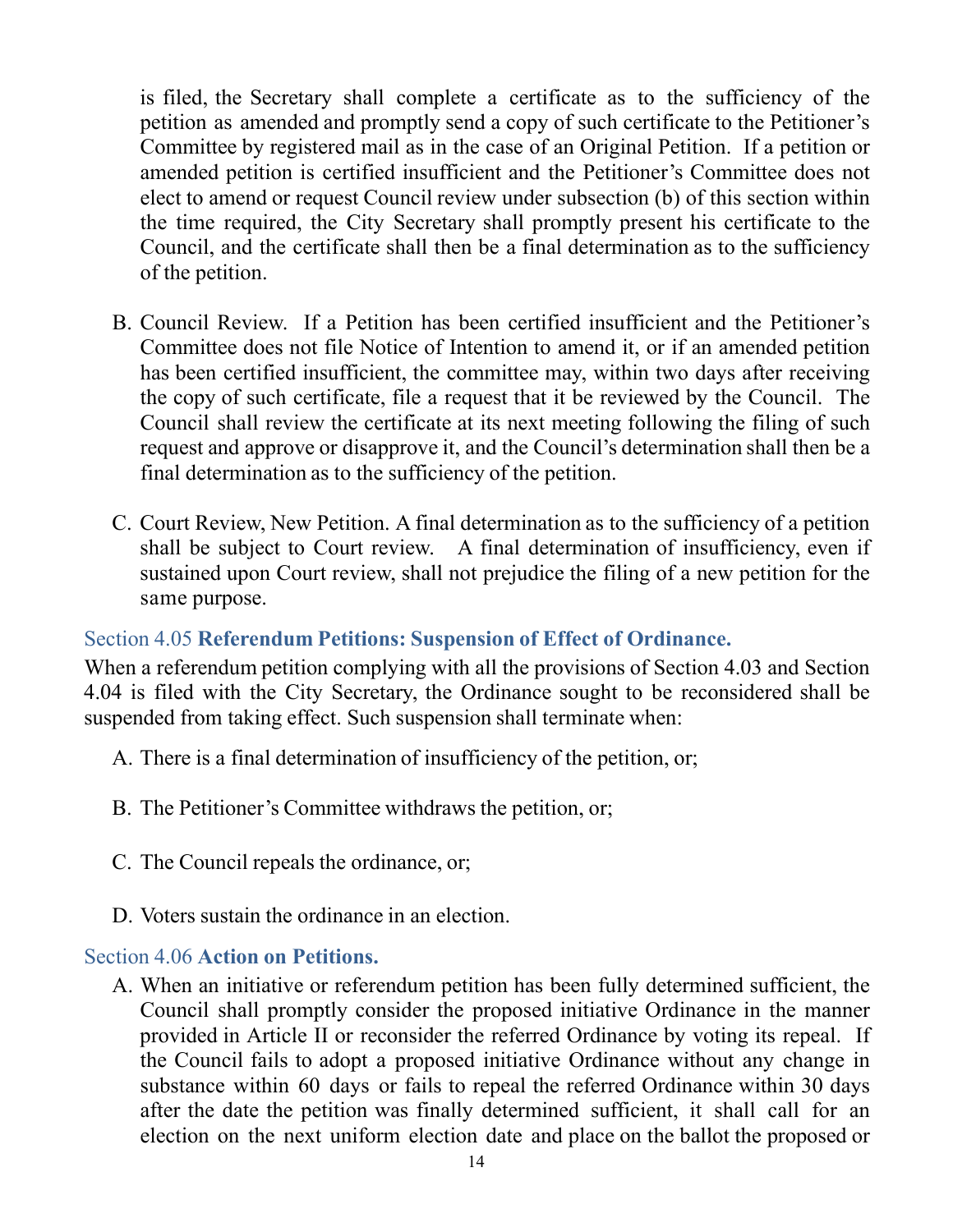is filed, the Secretary shall complete a certificate as to the sufficiency of the petition as amended and promptly send a copy of such certificate to the Petitioner's Committee by registered mail as in the case of an Original Petition. If a petition or amended petition is certified insufficient and the Petitioner's Committee does not elect to amend or request Council review under subsection (b) of this section within the time required, the City Secretary shall promptly present his certificate to the Council, and the certificate shall then be a final determination as to the sufficiency of the petition.

B. Council Review. If a Petition has been certified insufficient and the Petitioner's Committee does not file Notice of Intention to amend it, or if an amended petition has been certified insufficient, the committee may, within two days after receiving the copy of such certificate, file a request that it be reviewed by the Council. The Council shall review the certificate at its next meeting following the filing of such request and approve or disapprove it, and the Council's determination shall then be a final determination as to the sufficiency of the petition.

C. Court Review, New Petition. A final determination as to the sufficiency of a petition shall be subject to Court review. A final determination of insufficiency, even if sustained upon Court review, shall not prejudice the filing of a new petition for the same purpose.

### Section 4.05 **Referendum Petitions: Suspension of Effect of Ordinance.**

When a referendum petition complying with all the provisions of Section 4.03 and Section 4.04 is filed with the City Secretary, the Ordinance sought to be reconsidered shall be suspended from taking effect. Such suspension shall terminate when:

A. There is a final determination of insufficiency of the petition, or;

B. The Petitioner's Committee withdraws the petition, or;

C. The Council repeals the ordinance, or;

D. Voters sustain the ordinance in an election.

### Section 4.06 **Action on Petitions.**

A. When an initiative or referendum petition has been fully determined sufficient, the Council shall promptly consider the proposed initiative Ordinance in the manner provided in Article II or reconsider the referred Ordinance by voting its repeal. If the Council fails to adopt a proposed initiative Ordinance without any change in substance within 60 days or fails to repeal the referred Ordinance within 30 days after the date the petition was finally determined sufficient, it shall call for an election on the next uniform election date and place on the ballot the proposed or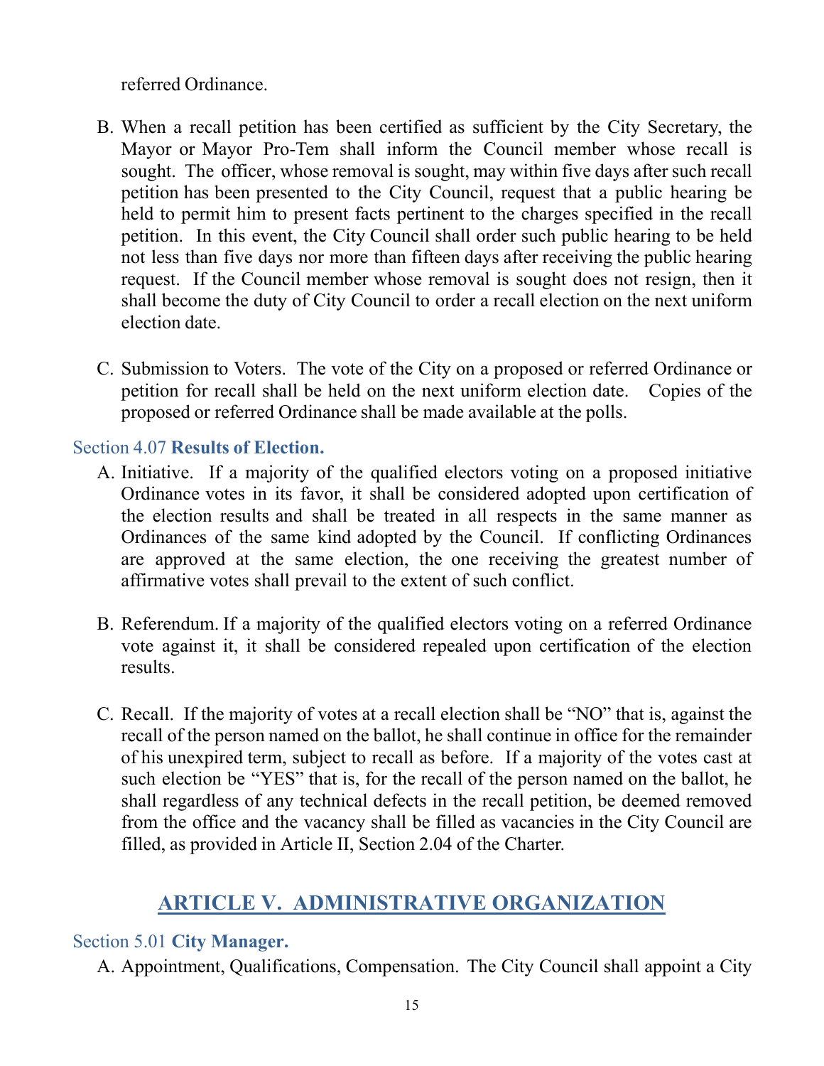referred Ordinance.

B. When a recall petition has been certified as sufficient by the City Secretary, the Mayor or Mayor Pro-Tem shall inform the Council member whose recall is sought. The officer, whose removal is sought, may within five days after such recall petition has been presented to the City Council, request that a public hearing be held to permit him to present facts pertinent to the charges specified in the recall petition. In this event, the City Council shall order such public hearing to be held not less than five days nor more than fifteen days after receiving the public hearing request. If the Council member whose removal is sought does not resign, then it shall become the duty of City Council to order a recall election on the next uniform election date.

C. Submission to Voters. The vote of the City on a proposed or referred Ordinance or petition for recall shall be held on the next uniform election date. Copies of the proposed or referred Ordinance shall be made available at the polls.

### Section 4.07 **Results of Election.**

A. Initiative. If a majority of the qualified electors voting on a proposed initiative Ordinance votes in its favor, it shall be considered adopted upon certification of the election results and shall be treated in all respects in the same manner as Ordinances of the same kind adopted by the Council. If conflicting Ordinances are approved at the same election, the one receiving the greatest number of affirmative votes shall prevail to the extent of such conflict.

B. Referendum. If a majority of the qualified electors voting on a referred Ordinance vote against it, it shall be considered repealed upon certification of the election results.

C. Recall. If the majority of votes at a recall election shall be "NO" that is, against the recall of the person named on the ballot, he shall continue in office for the remainder of his unexpired term, subject to recall as before. If a majority of the votes cast at such election be "YES" that is, for the recall of the person named on the ballot, he shall regardless of any technical defects in the recall petition, be deemed removed from the office and the vacancy shall be filled as vacancies in the City Council are filled, as provided in Article II, Section 2.04 of the Charter.

## ARTICLE V. ADMINISTRATIVE ORGANIZATION

### Section 5.01 **City Manager.**

A. Appointment, Qualifications, Compensation. The City Council shall appoint a City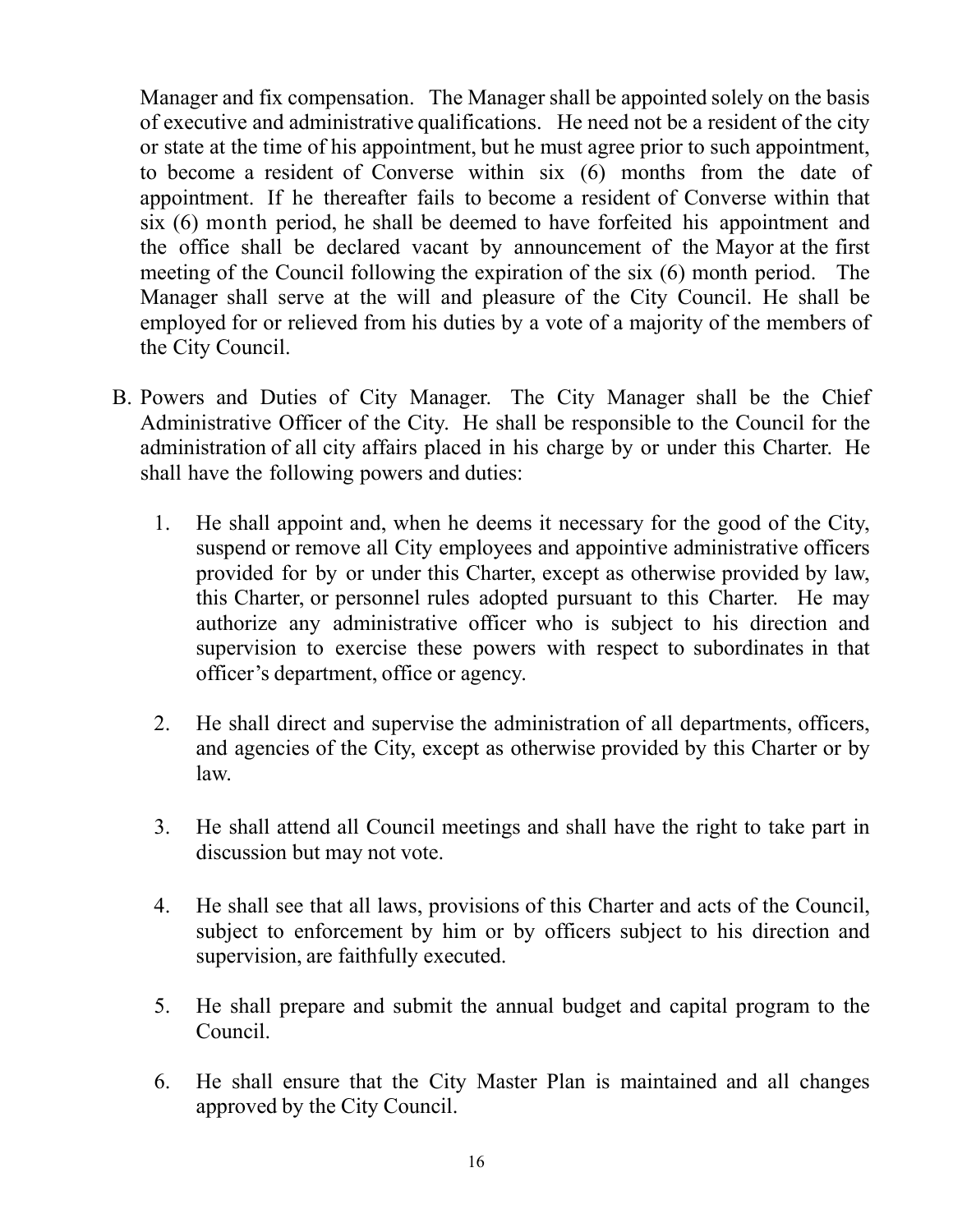Manager and fix compensation. The Manager shall be appointed solely on the basis of executive and administrative qualifications. He need not be a resident of the city or state at the time of his appointment, but he must agree prior to such appointment, to become a resident of Converse within six (6) months from the date of appointment. If he thereafter fails to become a resident of Converse within that six (6) month period, he shall be deemed to have forfeited his appointment and the office shall be declared vacant by announcement of the Mayor at the first meeting of the Council following the expiration of the six (6) month period. The Manager shall serve at the will and pleasure of the City Council. He shall be employed for or relieved from his duties by a vote of a majority of the members of the City Council.

B. Powers and Duties of City Manager. The City Manager shall be the Chief Administrative Officer of the City. He shall be responsible to the Council for the administration of all city affairs placed in his charge by or under this Charter. He shall have the following powers and duties:

1. He shall appoint and, when he deems it necessary for the good of the City, suspend or remove all City employees and appointive administrative officers provided for by or under this Charter, except as otherwise provided by law, this Charter, or personnel rules adopted pursuant to this Charter. He may authorize any administrative officer who is subject to his direction and supervision to exercise these powers with respect to subordinates in that officer's department, office or agency.

2. He shall direct and supervise the administration of all departments, officers, and agencies of the City, except as otherwise provided by this Charter or by law.

3. He shall attend all Council meetings and shall have the right to take part in discussion but may not vote.

4. He shall see that all laws, provisions of this Charter and acts of the Council, subject to enforcement by him or by officers subject to his direction and supervision, are faithfully executed.

5. He shall prepare and submit the annual budget and capital program to the Council.

6. He shall ensure that the City Master Plan is maintained and all changes approved by the City Council.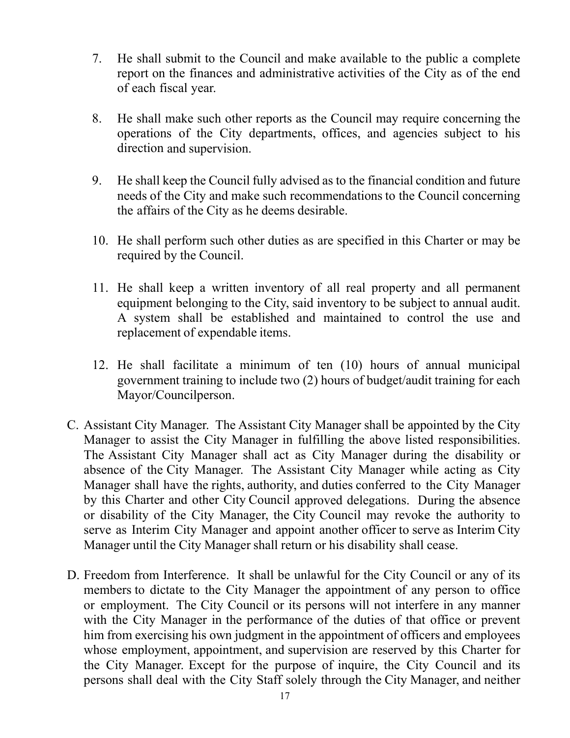7. He shall submit to the Council and make available to the public a complete report on the finances and administrative activities of the City as of the end of each fiscal year.

8. He shall make such other reports as the Council may require concerning the operations of the City departments, offices, and agencies subject to his direction and supervision.

9. He shall keep the Council fully advised as to the financial condition and future needs of the City and make such recommendations to the Council concerning the affairs of the City as he deems desirable.

10. He shall perform such other duties as are specified in this Charter or may be required by the Council.

11. He shall keep a written inventory of all real property and all permanent equipment belonging to the City, said inventory to be subject to annual audit. A system shall be established and maintained to control the use and replacement of expendable items.

12. He shall facilitate a minimum of ten (10) hours of annual municipal government training to include two (2) hours of budget/audit training for each Mayor/Councilperson.

C. Assistant City Manager. The Assistant City Manager shall be appointed by the City Manager to assist the City Manager in fulfilling the above listed responsibilities. The Assistant City Manager shall act as City Manager during the disability or absence of the City Manager. The Assistant City Manager while acting as City Manager shall have the rights, authority, and duties conferred to the City Manager by this Charter and other City Council approved delegations. During the absence or disability of the City Manager, the City Council may revoke the authority to serve as Interim City Manager and appoint another officer to serve as Interim City Manager until the City Manager shall return or his disability shall cease.

D. Freedom from Interference. It shall be unlawful for the City Council or any of its members to dictate to the City Manager the appointment of any person to office or employment. The City Council or its persons will not interfere in any manner with the City Manager in the performance of the duties of that office or prevent him from exercising his own judgment in the appointment of officers and employees whose employment, appointment, and supervision are reserved by this Charter for the City Manager. Except for the purpose of inquire, the City Council and its persons shall deal with the City Staff solely through the City Manager, and neither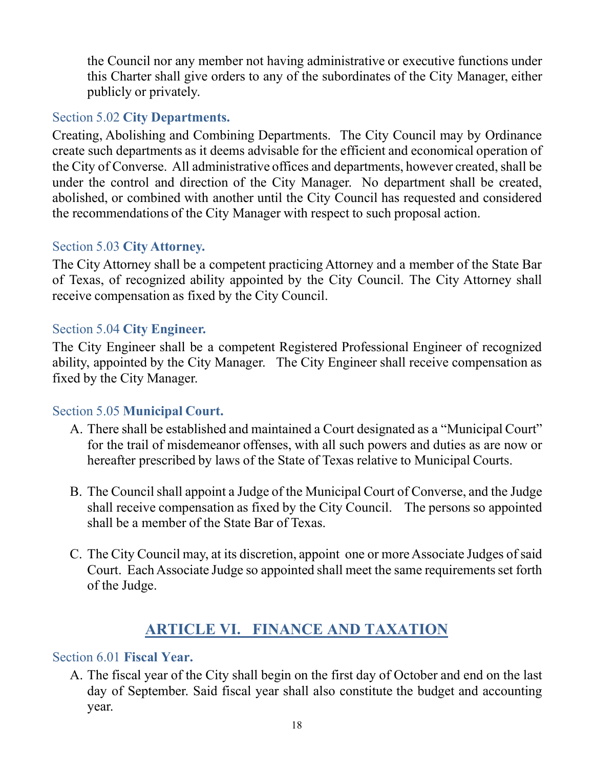the Council nor any member not having administrative or executive functions under this Charter shall give orders to any of the subordinates of the City Manager, either publicly or privately.

### Section 5.02 **City Departments.**

Creating, Abolishing and Combining Departments. The City Council may by Ordinance create such departments as it deems advisable for the efficient and economical operation of the City of Converse. All administrative offices and departments, however created, shall be under the control and direction of the City Manager. No department shall be created, abolished, or combined with another until the City Council has requested and considered the recommendations of the City Manager with respect to such proposal action.

### Section 5.03 **City Attorney.**

The City Attorney shall be a competent practicing Attorney and a member of the State Bar of Texas, of recognized ability appointed by the City Council. The City Attorney shall receive compensation as fixed by the City Council.

### Section 5.04 **City Engineer.**

The City Engineer shall be a competent Registered Professional Engineer of recognized ability, appointed by the City Manager. The City Engineer shall receive compensation as fixed by the City Manager.

### Section 5.05 **Municipal Court.**

A. There shall be established and maintained a Court designated as a “Municipal Court” for the trail of misdemeanor offenses, with all such powers and duties as are now or hereafter prescribed by laws of the State of Texas relative to Municipal Courts.

B. The Council shall appoint a Judge of the Municipal Court of Converse, and the Judge shall receive compensation as fixed by the City Council. The persons so appointed shall be a member of the State Bar of Texas.

C. The City Council may, at its discretion, appoint one or more Associate Judges of said Court. Each Associate Judge so appointed shall meet the same requirements set forth of the Judge.

## ARTICLE VI. FINANCE AND TAXATION

### Section 6.01 **Fiscal Year.**

A. The fiscal year of the City shall begin on the first day of October and end on the last day of September. Said fiscal year shall also constitute the budget and accounting year.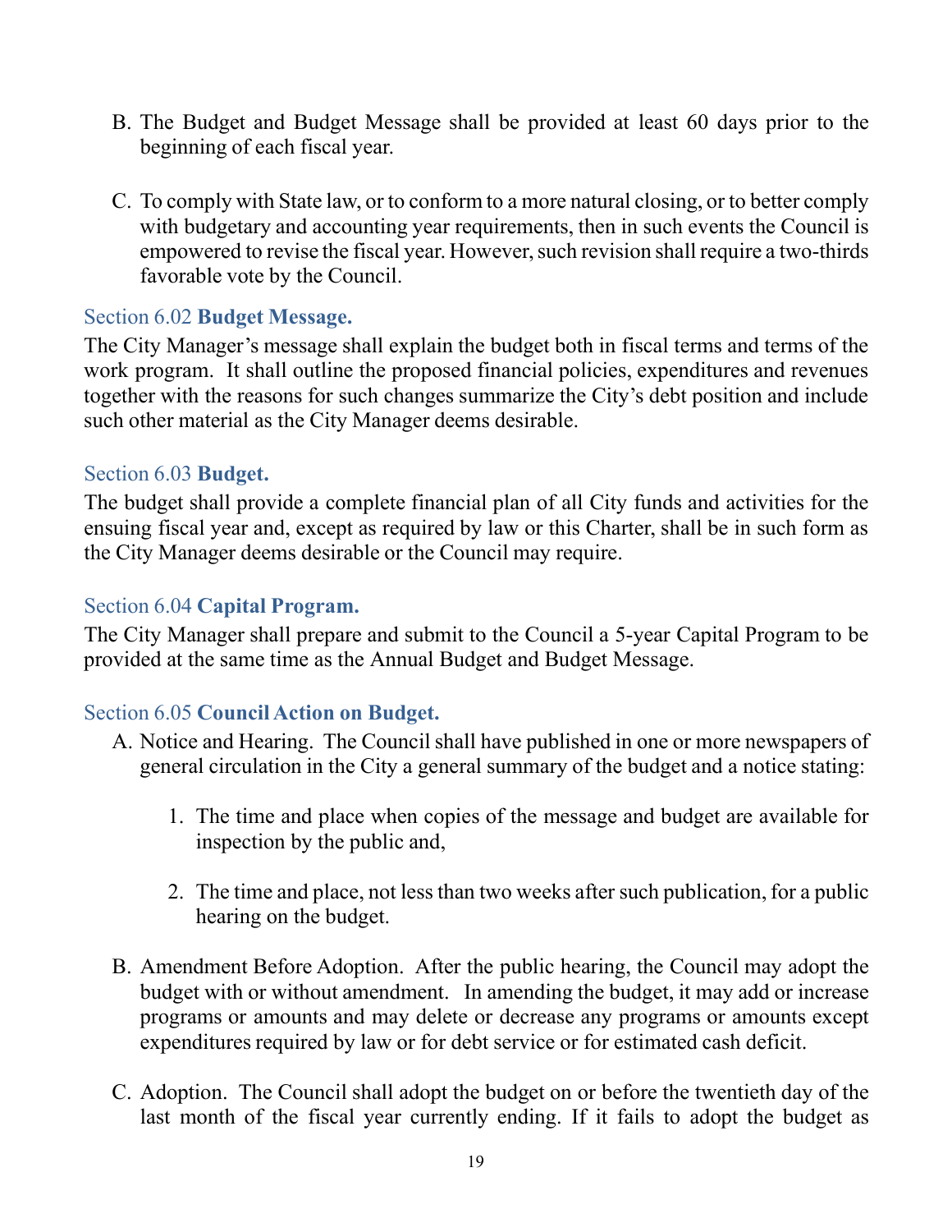B. The Budget and Budget Message shall be provided at least 60 days prior to the beginning of each fiscal year.

C. To comply with State law, or to conform to a more natural closing, or to better comply with budgetary and accounting year requirements, then in such events the Council is empowered to revise the fiscal year. However, such revision shall require a two-thirds favorable vote by the Council.

### Section 6.02 **Budget Message.**

The City Manager's message shall explain the budget both in fiscal terms and terms of the work program. It shall outline the proposed financial policies, expenditures and revenues together with the reasons for such changes summarize the City's debt position and include such other material as the City Manager deems desirable.

### Section 6.03 **Budget.**

The budget shall provide a complete financial plan of all City funds and activities for the ensuing fiscal year and, except as required by law or this Charter, shall be in such form as the City Manager deems desirable or the Council may require.

### Section 6.04 **Capital Program.**

The City Manager shall prepare and submit to the Council a 5-year Capital Program to be provided at the same time as the Annual Budget and Budget Message.

### Section 6.05 **Council Action on Budget.**

A. Notice and Hearing. The Council shall have published in one or more newspapers of general circulation in the City a general summary of the budget and a notice stating:

   1. The time and place when copies of the message and budget are available for inspection by the public and,

   2. The time and place, not less than two weeks after such publication, for a public hearing on the budget.

B. Amendment Before Adoption. After the public hearing, the Council may adopt the budget with or without amendment. In amending the budget, it may add or increase programs or amounts and may delete or decrease any programs or amounts except expenditures required by law or for debt service or for estimated cash deficit.

C. Adoption. The Council shall adopt the budget on or before the twentieth day of the last month of the fiscal year currently ending. If it fails to adopt the budget as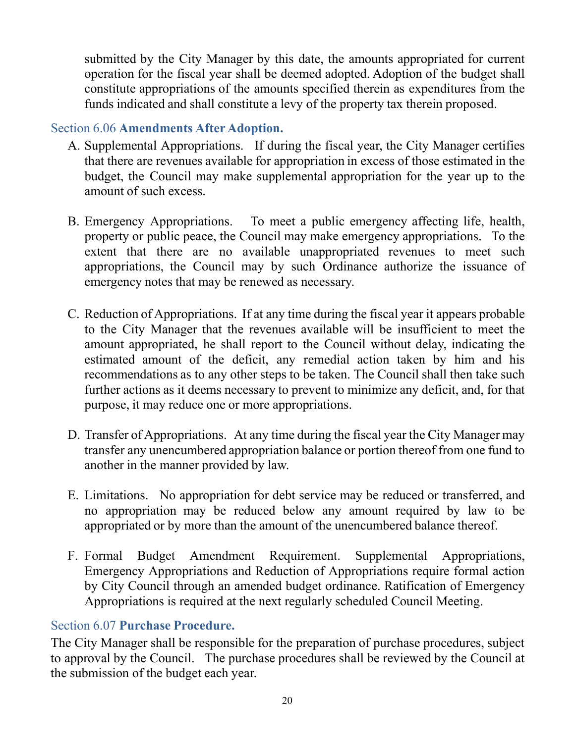submitted by the City Manager by this date, the amounts appropriated for current operation for the fiscal year shall be deemed adopted. Adoption of the budget shall constitute appropriations of the amounts specified therein as expenditures from the funds indicated and shall constitute a levy of the property tax therein proposed.

### Section 6.06 **Amendments After Adoption.**

A. Supplemental Appropriations. If during the fiscal year, the City Manager certifies that there are revenues available for appropriation in excess of those estimated in the budget, the Council may make supplemental appropriation for the year up to the amount of such excess.

B. Emergency Appropriations. To meet a public emergency affecting life, health, property or public peace, the Council may make emergency appropriations. To the extent that there are no available unappropriated revenues to meet such appropriations, the Council may by such Ordinance authorize the issuance of emergency notes that may be renewed as necessary.

C. Reduction of Appropriations. If at any time during the fiscal year it appears probable to the City Manager that the revenues available will be insufficient to meet the amount appropriated, he shall report to the Council without delay, indicating the estimated amount of the deficit, any remedial action taken by him and his recommendations as to any other steps to be taken. The Council shall then take such further actions as it deems necessary to prevent to minimize any deficit, and, for that purpose, it may reduce one or more appropriations.

D. Transfer of Appropriations. At any time during the fiscal year the City Manager may transfer any unencumbered appropriation balance or portion thereof from one fund to another in the manner provided by law.

E. Limitations. No appropriation for debt service may be reduced or transferred, and no appropriation may be reduced below any amount required by law to be appropriated or by more than the amount of the unencumbered balance thereof.

F. Formal Budget Amendment Requirement. Supplemental Appropriations, Emergency Appropriations and Reduction of Appropriations require formal action by City Council through an amended budget ordinance. Ratification of Emergency Appropriations is required at the next regularly scheduled Council Meeting.

### Section 6.07 **Purchase Procedure.**

The City Manager shall be responsible for the preparation of purchase procedures, subject to approval by the Council. The purchase procedures shall be reviewed by the Council at the submission of the budget each year.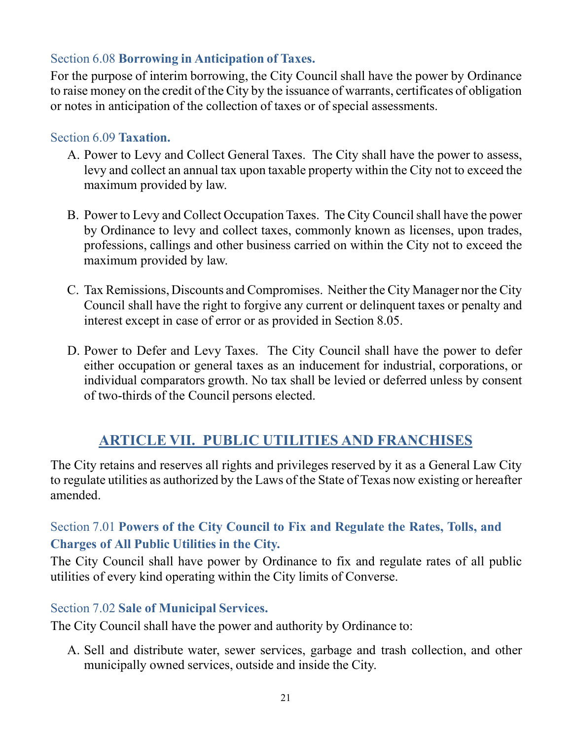### Section 6.08 **Borrowing in Anticipation of Taxes.**

For the purpose of interim borrowing, the City Council shall have the power by Ordinance to raise money on the credit of the City by the issuance of warrants, certificates of obligation or notes in anticipation of the collection of taxes or of special assessments.

### Section 6.09 **Taxation.**

A. Power to Levy and Collect General Taxes. The City shall have the power to assess, levy and collect an annual tax upon taxable property within the City not to exceed the maximum provided by law.

B. Power to Levy and Collect Occupation Taxes. The City Council shall have the power by Ordinance to levy and collect taxes, commonly known as licenses, upon trades, professions, callings and other business carried on within the City not to exceed the maximum provided by law.

C. Tax Remissions, Discounts and Compromises. Neither the City Manager nor the City Council shall have the right to forgive any current or delinquent taxes or penalty and interest except in case of error or as provided in Section 8.05.

D. Power to Defer and Levy Taxes. The City Council shall have the power to defer either occupation or general taxes as an inducement for industrial, corporations, or individual comparators growth. No tax shall be levied or deferred unless by consent of two-thirds of the Council persons elected.

## ARTICLE VII. PUBLIC UTILITIES AND FRANCHISES

The City retains and reserves all rights and privileges reserved by it as a General Law City to regulate utilities as authorized by the Laws of the State of Texas now existing or hereafter amended.

### Section 7.01 **Powers of the City Council to Fix and Regulate the Rates, Tolls, and Charges of All Public Utilities in the City.**

The City Council shall have power by Ordinance to fix and regulate rates of all public utilities of every kind operating within the City limits of Converse.

### Section 7.02 **Sale of Municipal Services.**

The City Council shall have the power and authority by Ordinance to:

A. Sell and distribute water, sewer services, garbage and trash collection, and other municipally owned services, outside and inside the City.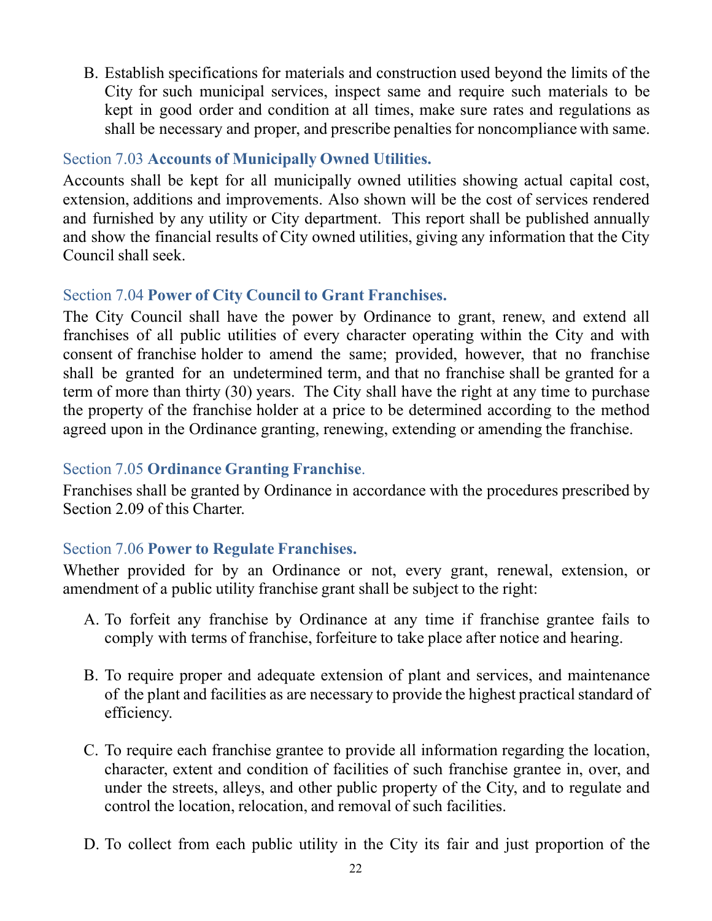B. Establish specifications for materials and construction used beyond the limits of the City for such municipal services, inspect same and require such materials to be kept in good order and condition at all times, make sure rates and regulations as shall be necessary and proper, and prescribe penalties for noncompliance with same.

### Section 7.03 **Accounts of Municipally Owned Utilities.**

Accounts shall be kept for all municipally owned utilities showing actual capital cost, extension, additions and improvements. Also shown will be the cost of services rendered and furnished by any utility or City department. This report shall be published annually and show the financial results of City owned utilities, giving any information that the City Council shall seek.

### Section 7.04 **Power of City Council to Grant Franchises.**

The City Council shall have the power by Ordinance to grant, renew, and extend all franchises of all public utilities of every character operating within the City and with consent of franchise holder to amend the same; provided, however, that no franchise shall be granted for an undetermined term, and that no franchise shall be granted for a term of more than thirty (30) years. The City shall have the right at any time to purchase the property of the franchise holder at a price to be determined according to the method agreed upon in the Ordinance granting, renewing, extending or amending the franchise.

### Section 7.05 **Ordinance Granting Franchise**.

Franchises shall be granted by Ordinance in accordance with the procedures prescribed by Section 2.09 of this Charter.

### Section 7.06 **Power to Regulate Franchises.**

Whether provided for by an Ordinance or not, every grant, renewal, extension, or amendment of a public utility franchise grant shall be subject to the right:

A. To forfeit any franchise by Ordinance at any time if franchise grantee fails to comply with terms of franchise, forfeiture to take place after notice and hearing.

B. To require proper and adequate extension of plant and services, and maintenance of the plant and facilities as are necessary to provide the highest practical standard of efficiency.

C. To require each franchise grantee to provide all information regarding the location, character, extent and condition of facilities of such franchise grantee in, over, and under the streets, alleys, and other public property of the City, and to regulate and control the location, relocation, and removal of such facilities.

D. To collect from each public utility in the City its fair and just proportion of the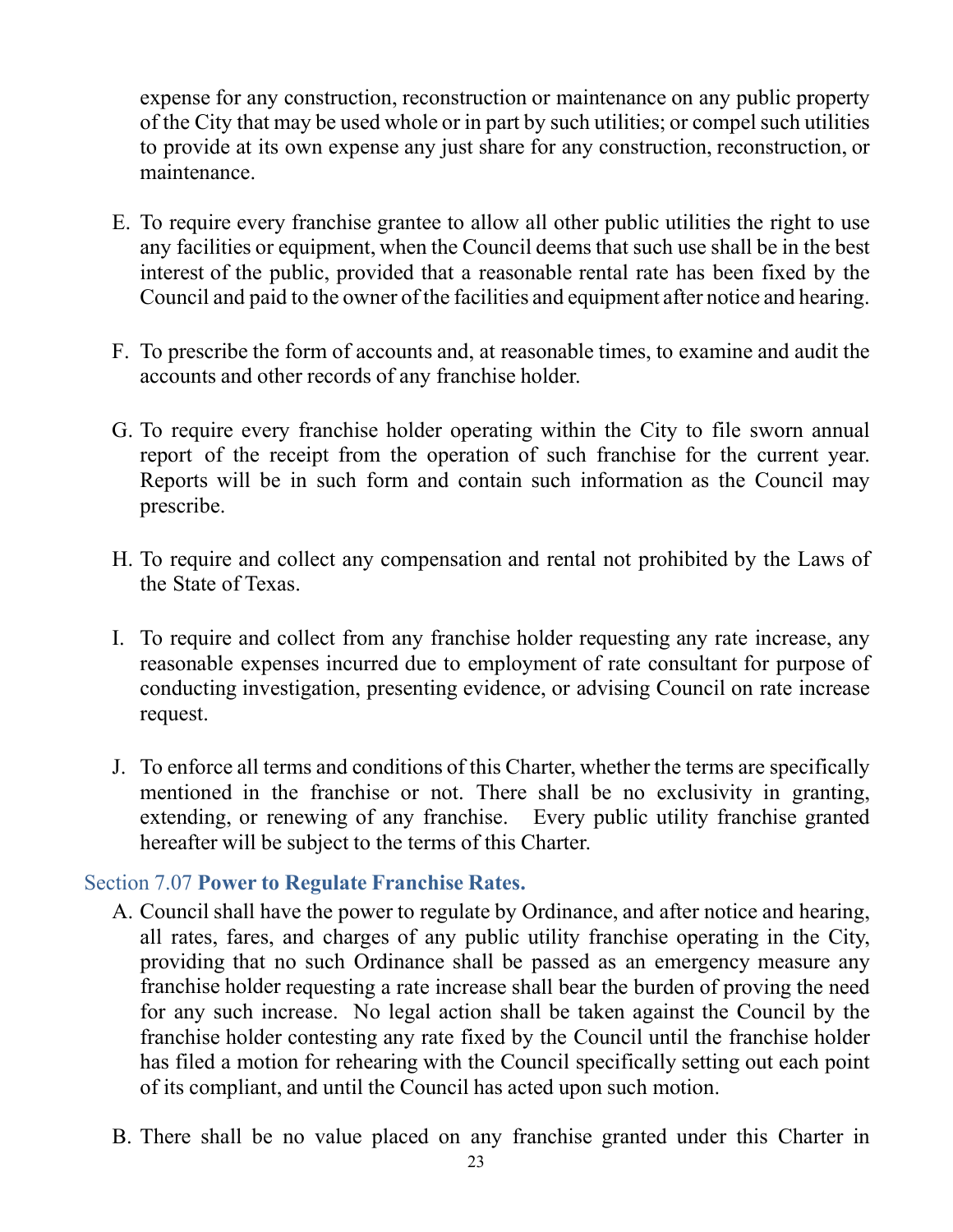expense for any construction, reconstruction or maintenance on any public property of the City that may be used whole or in part by such utilities; or compel such utilities to provide at its own expense any just share for any construction, reconstruction, or maintenance.

E. To require every franchise grantee to allow all other public utilities the right to use any facilities or equipment, when the Council deems that such use shall be in the best interest of the public, provided that a reasonable rental rate has been fixed by the Council and paid to the owner of the facilities and equipment after notice and hearing.

F. To prescribe the form of accounts and, at reasonable times, to examine and audit the accounts and other records of any franchise holder.

G. To require every franchise holder operating within the City to file sworn annual report of the receipt from the operation of such franchise for the current year. Reports will be in such form and contain such information as the Council may prescribe.

H. To require and collect any compensation and rental not prohibited by the Laws of the State of Texas.

I. To require and collect from any franchise holder requesting any rate increase, any reasonable expenses incurred due to employment of rate consultant for purpose of conducting investigation, presenting evidence, or advising Council on rate increase request.

J. To enforce all terms and conditions of this Charter, whether the terms are specifically mentioned in the franchise or not. There shall be no exclusivity in granting, extending, or renewing of any franchise. Every public utility franchise granted hereafter will be subject to the terms of this Charter.

## Section 7.07 **Power to Regulate Franchise Rates.**

A. Council shall have the power to regulate by Ordinance, and after notice and hearing, all rates, fares, and charges of any public utility franchise operating in the City, providing that no such Ordinance shall be passed as an emergency measure any franchise holder requesting a rate increase shall bear the burden of proving the need for any such increase. No legal action shall be taken against the Council by the franchise holder contesting any rate fixed by the Council until the franchise holder has filed a motion for rehearing with the Council specifically setting out each point of its compliant, and until the Council has acted upon such motion.

B. There shall be no value placed on any franchise granted under this Charter in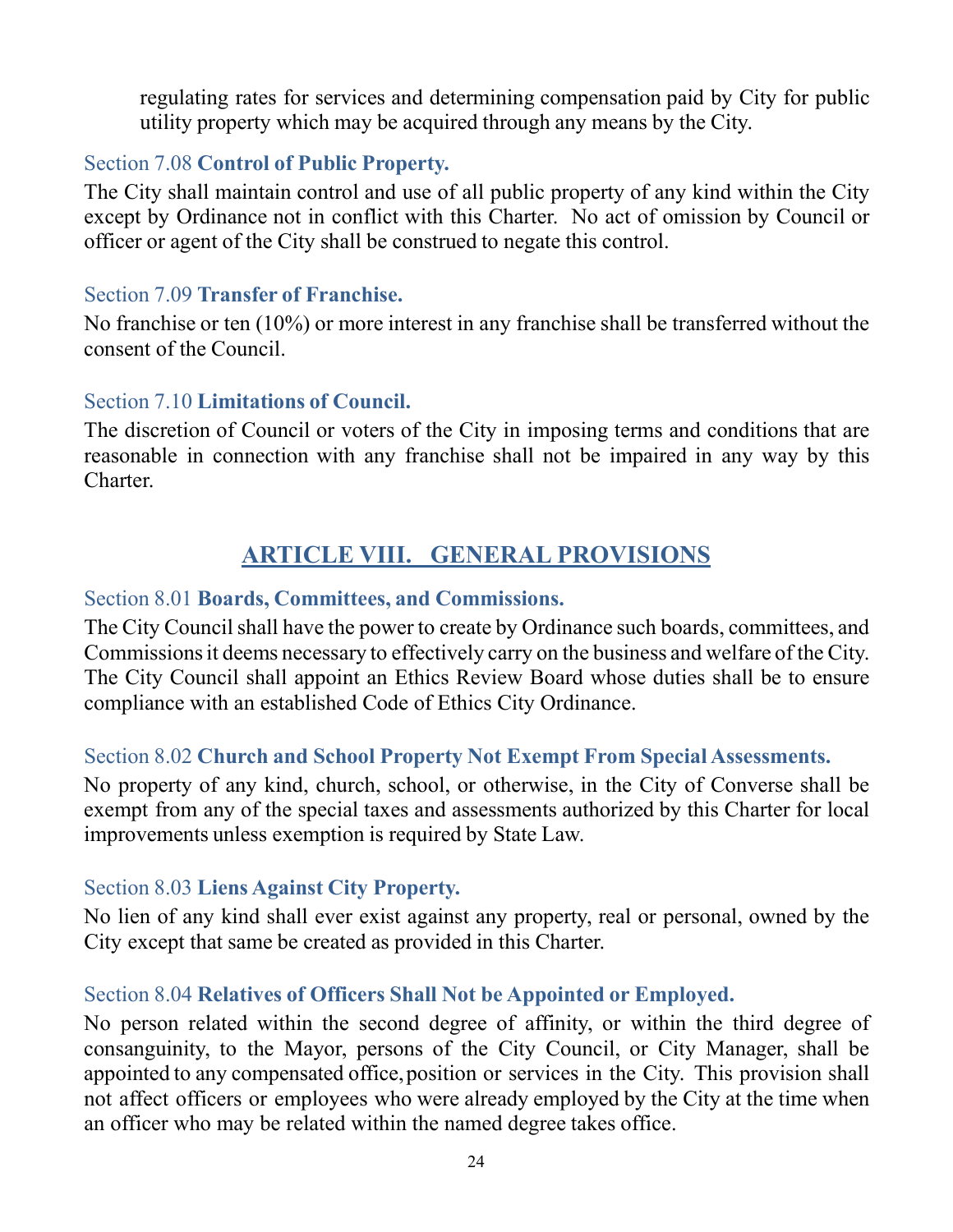regulating rates for services and determining compensation paid by City for public utility property which may be acquired through any means by the City.

### Section 7.08 **Control of Public Property.**

The City shall maintain control and use of all public property of any kind within the City except by Ordinance not in conflict with this Charter. No act of omission by Council or officer or agent of the City shall be construed to negate this control.

### Section 7.09 **Transfer of Franchise.**

No franchise or ten (10%) or more interest in any franchise shall be transferred without the consent of the Council.

### Section 7.10 **Limitations of Council.**

The discretion of Council or voters of the City in imposing terms and conditions that are reasonable in connection with any franchise shall not be impaired in any way by this Charter.

## ARTICLE VIII. GENERAL PROVISIONS

### Section 8.01 **Boards, Committees, and Commissions.**

The City Council shall have the power to create by Ordinance such boards, committees, and Commissions it deems necessary to effectively carry on the business and welfare of the City. The City Council shall appoint an Ethics Review Board whose duties shall be to ensure compliance with an established Code of Ethics City Ordinance.

### Section 8.02 **Church and School Property Not Exempt From Special Assessments.**

No property of any kind, church, school, or otherwise, in the City of Converse shall be exempt from any of the special taxes and assessments authorized by this Charter for local improvements unless exemption is required by State Law.

### Section 8.03 **Liens Against City Property.**

No lien of any kind shall ever exist against any property, real or personal, owned by the City except that same be created as provided in this Charter.

### Section 8.04 **Relatives of Officers Shall Not be Appointed or Employed.**

No person related within the second degree of affinity, or within the third degree of consanguinity, to the Mayor, persons of the City Council, or City Manager, shall be appointed to any compensated office, position or services in the City. This provision shall not affect officers or employees who were already employed by the City at the time when an officer who may be related within the named degree takes office.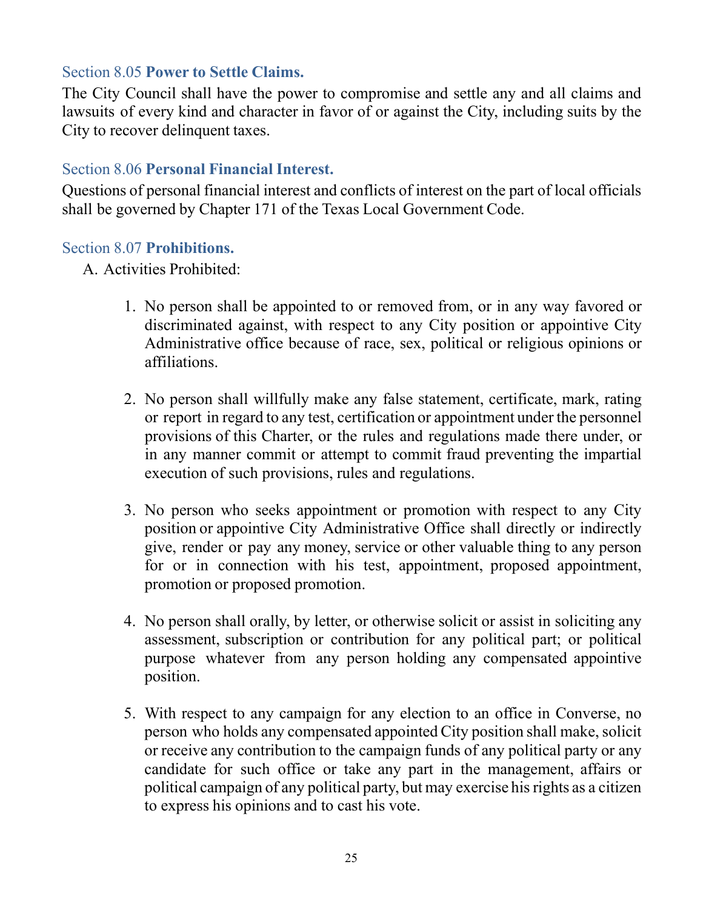### Section 8.05 **Power to Settle Claims.**

The City Council shall have the power to compromise and settle any and all claims and lawsuits of every kind and character in favor of or against the City, including suits by the City to recover delinquent taxes.

### Section 8.06 **Personal Financial Interest.**

Questions of personal financial interest and conflicts of interest on the part of local officials shall be governed by Chapter 171 of the Texas Local Government Code.

### Section 8.07 **Prohibitions.**

A. Activities Prohibited:

1. No person shall be appointed to or removed from, or in any way favored or discriminated against, with respect to any City position or appointive City Administrative office because of race, sex, political or religious opinions or affiliations.

2. No person shall willfully make any false statement, certificate, mark, rating or report in regard to any test, certification or appointment under the personnel provisions of this Charter, or the rules and regulations made there under, or in any manner commit or attempt to commit fraud preventing the impartial execution of such provisions, rules and regulations.

3. No person who seeks appointment or promotion with respect to any City position or appointive City Administrative Office shall directly or indirectly give, render or pay any money, service or other valuable thing to any person for or in connection with his test, appointment, proposed appointment, promotion or proposed promotion.

4. No person shall orally, by letter, or otherwise solicit or assist in soliciting any assessment, subscription or contribution for any political part; or political purpose whatever from any person holding any compensated appointive position.

5. With respect to any campaign for any election to an office in Converse, no person who holds any compensated appointed City position shall make, solicit or receive any contribution to the campaign funds of any political party or any candidate for such office or take any part in the management, affairs or political campaign of any political party, but may exercise his rights as a citizen to express his opinions and to cast his vote.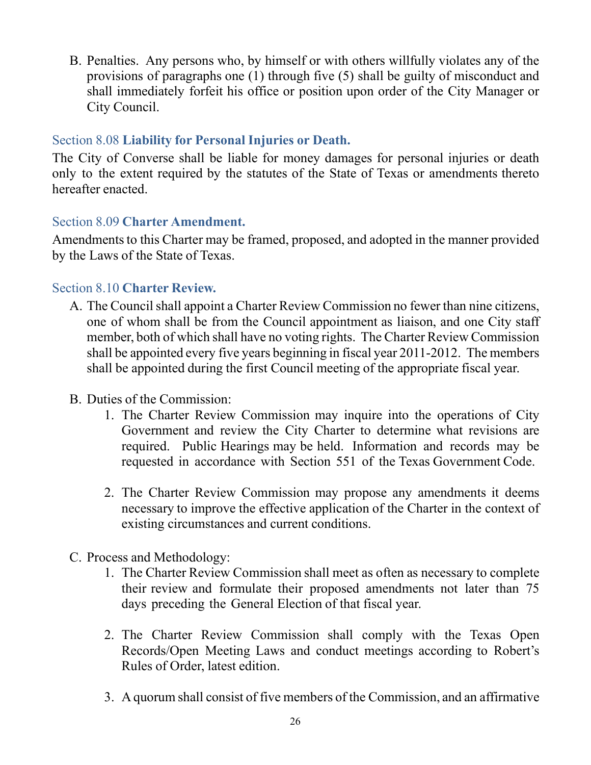B. Penalties. Any persons who, by himself or with others willfully violates any of the provisions of paragraphs one (1) through five (5) shall be guilty of misconduct and shall immediately forfeit his office or position upon order of the City Manager or City Council.

### Section 8.08 **Liability for Personal Injuries or Death.**

The City of Converse shall be liable for money damages for personal injuries or death only to the extent required by the statutes of the State of Texas or amendments thereto hereafter enacted.

### Section 8.09 **Charter Amendment.**

Amendments to this Charter may be framed, proposed, and adopted in the manner provided by the Laws of the State of Texas.

### Section 8.10 **Charter Review.**

A. The Council shall appoint a Charter Review Commission no fewer than nine citizens, one of whom shall be from the Council appointment as liaison, and one City staff member, both of which shall have no voting rights. The Charter Review Commission shall be appointed every five years beginning in fiscal year 2011-2012. The members shall be appointed during the first Council meeting of the appropriate fiscal year.

B. Duties of the Commission:

1. The Charter Review Commission may inquire into the operations of City Government and review the City Charter to determine what revisions are required. Public Hearings may be held. Information and records may be requested in accordance with Section 551 of the Texas Government Code.

2. The Charter Review Commission may propose any amendments it deems necessary to improve the effective application of the Charter in the context of existing circumstances and current conditions.

C. Process and Methodology:

1. The Charter Review Commission shall meet as often as necessary to complete their review and formulate their proposed amendments not later than 75 days preceding the General Election of that fiscal year.

2. The Charter Review Commission shall comply with the Texas Open Records/Open Meeting Laws and conduct meetings according to Robert's Rules of Order, latest edition.

3. A quorum shall consist of five members of the Commission, and an affirmative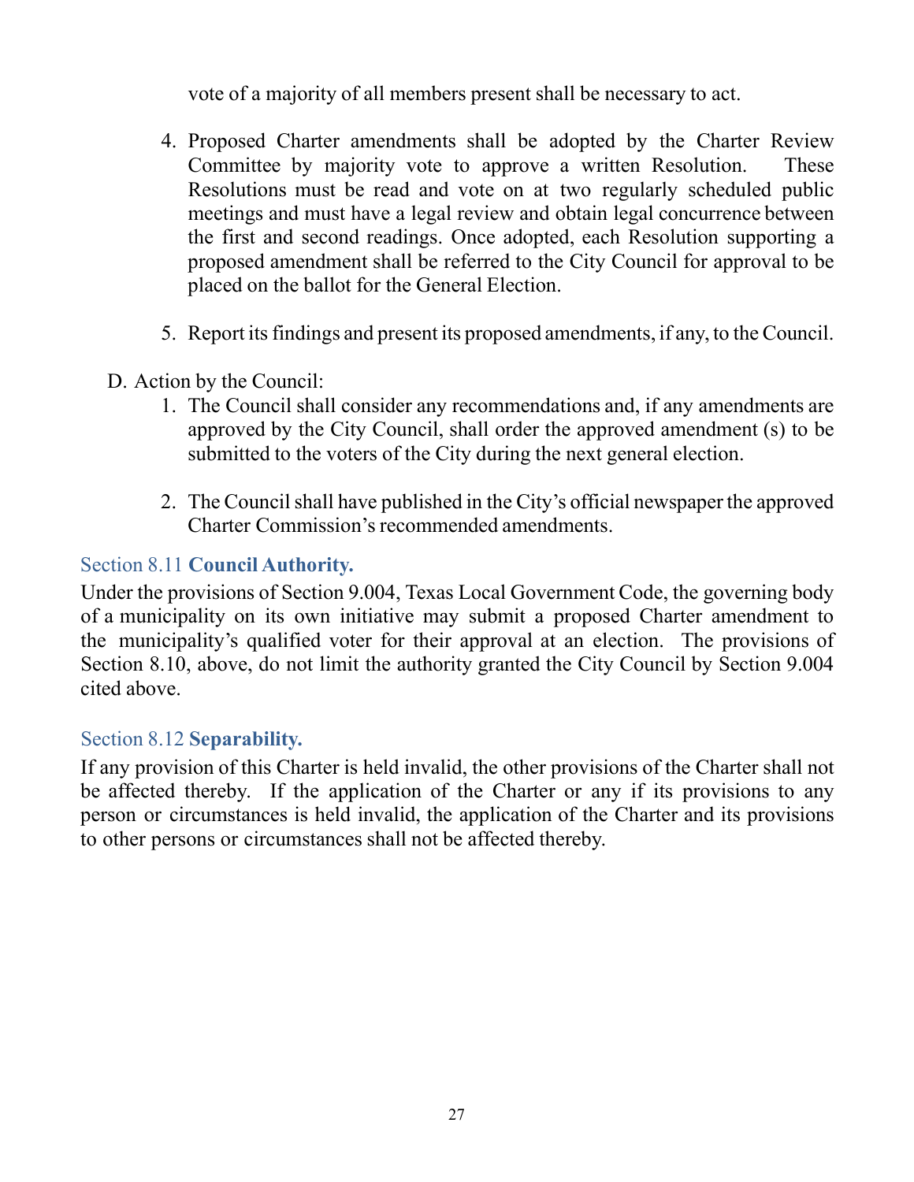vote of a majority of all members present shall be necessary to act.

4. Proposed Charter amendments shall be adopted by the Charter Review Committee by majority vote to approve a written Resolution. These Resolutions must be read and vote on at two regularly scheduled public meetings and must have a legal review and obtain legal concurrence between the first and second readings. Once adopted, each Resolution supporting a proposed amendment shall be referred to the City Council for approval to be placed on the ballot for the General Election.

5. Report its findings and present its proposed amendments, if any, to the Council.

D. Action by the Council:

1. The Council shall consider any recommendations and, if any amendments are approved by the City Council, shall order the approved amendment (s) to be submitted to the voters of the City during the next general election.

2. The Council shall have published in the City's official newspaper the approved Charter Commission's recommended amendments.

## Section 8.11 **Council Authority.**

Under the provisions of Section 9.004, Texas Local Government Code, the governing body of a municipality on its own initiative may submit a proposed Charter amendment to the municipality's qualified voter for their approval at an election. The provisions of Section 8.10, above, do not limit the authority granted the City Council by Section 9.004 cited above.

## Section 8.12 **Separability.**

If any provision of this Charter is held invalid, the other provisions of the Charter shall not be affected thereby. If the application of the Charter or any if its provisions to any person or circumstances is held invalid, the application of the Charter and its provisions to other persons or circumstances shall not be affected thereby.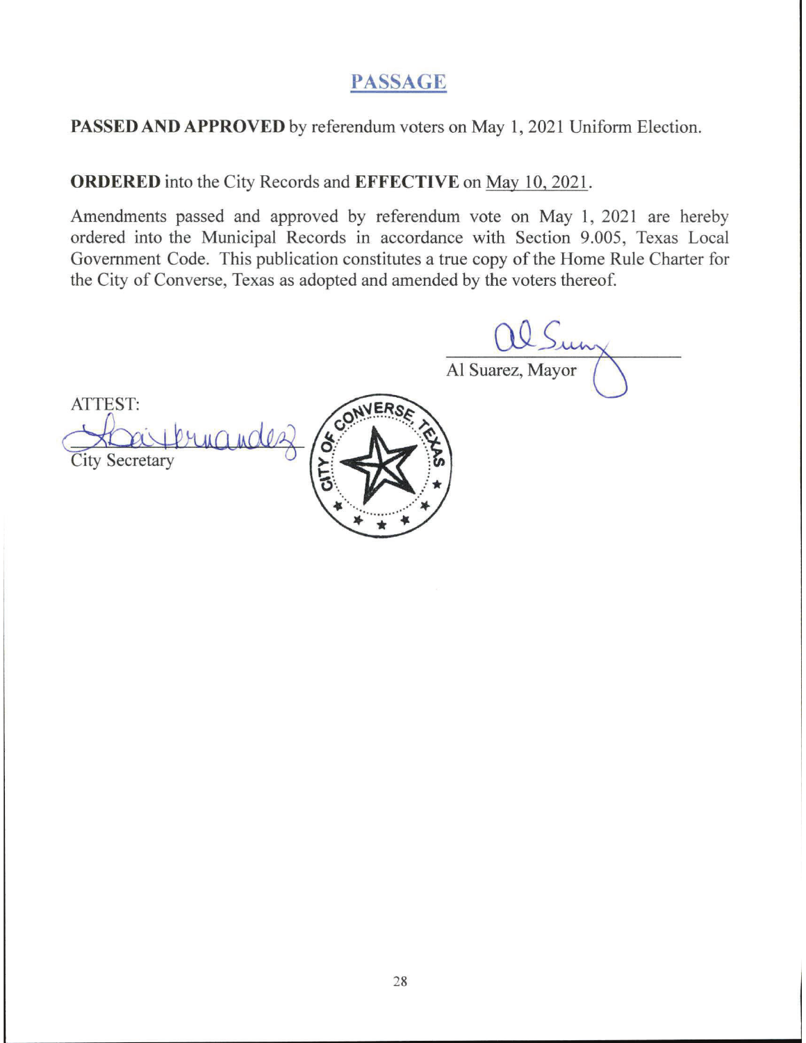# PASSAGE

**PASSED AND APPROVED** by referendum voters on May 1, 2021 Uniform Election.

**ORDERED** into the City Records and **EFFECTIVE** on May 10, 2021.

Amendments passed and approved by referendum vote on May 1, 2021 are hereby ordered into the Municipal Records in accordance with Section 9.005, Texas Local Government Code. This publication constitutes a true copy of the Home Rule Charter for the City of Converse, Texas as adopted and amended by the voters thereof.

Al Suarez, Mayor

ATTEST:

City Secretary

CITY OF CONVERSE, TEXAS